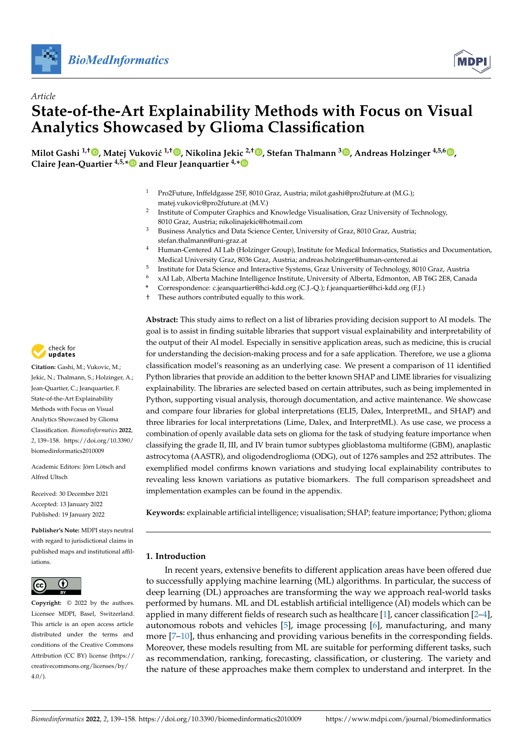*Article*

# State-of-the-Art Explainability Methods with Focus on Visual Analytics Showcased by Glioma Classification

**Milot Gashi [1,†], Matej Vuković [1,†], Nikolina Jekic [2,†], Stefan Thalmann [3], Andreas Holzinger [4,5,6], Claire Jean-Quartier [4,5,*] and Fleur Jeanquartier [4,*]**

[1] Pro2Future, Inffeldgasse 25F, 8010 Graz, Austria; milot.gashi@pro2future.at (M.G.); matej.vukovic@pro2future.at (M.V.)
[2] Institute of Computer Graphics and Knowledge Visualisation, Graz University of Technology, 8010 Graz, Austria; nikolinajekic@hotmail.com
[3] Business Analytics and Data Science Center, University of Graz, 8010 Graz, Austria; stefan.thalmann@uni-graz.at
[4] Human-Centered AI Lab (Holzinger Group), Institute for Medical Informatics, Statistics and Documentation, Medical University Graz, 8036 Graz, Austria; andreas.holzinger@human-centered.ai
[5] Institute for Data Science and Interactive Systems, Graz University of Technology, 8010 Graz, Austria
[6] xAI Lab, Alberta Machine Intelligence Institute, University of Alberta, Edmonton, AB T6G 2E8, Canada
[*] Correspondence: c.jeanquartier@hci-kdd.org (C.J.-Q.); f.jeanquartier@hci-kdd.org (F.J.)
[†] These authors contributed equally to this work.

**Citation:** Gashi, M.; Vukovic, M.; Jekic, N.; Thalmann, S.; Holzinger, A.; Jean-Quartier, C.; Jeanquartier, F. State-of-the-Art Explainability Methods with Focus on Visual Analytics Showcased by Glioma Classification. *Biomedinformatics* **2022**, 2, 139–158. https://doi.org/10.3390/biomedinformatics2010009

Academic Editors: Jörn Lötsch and Alfred Ultsch

Received: 30 December 2021
Accepted: 13 January 2022
Published: 19 January 2022

**Publisher's Note:** MDPI stays neutral with regard to jurisdictional claims in published maps and institutional affiliations.

**Copyright:** © 2022 by the authors. Licensee MDPI, Basel, Switzerland. This article is an open access article distributed under the terms and conditions of the Creative Commons Attribution (CC BY) license (https://creativecommons.org/licenses/by/4.0/).

**Abstract:** This study aims to reflect on a list of libraries providing decision support to AI models. The goal is to assist in finding suitable libraries that support visual explainability and interpretability of the output of their AI model. Especially in sensitive application areas, such as medicine, this is crucial for understanding the decision-making process and for a safe application. Therefore, we use a glioma classification model's reasoning as an underlying case. We present a comparison of 11 identified Python libraries that provide an addition to the better known SHAP and LIME libraries for visualizing explainability. The libraries are selected based on certain attributes, such as being implemented in Python, supporting visual analysis, thorough documentation, and active maintenance. We showcase and compare four libraries for global interpretations (ELI5, Dalex, InterpretML, and SHAP) and three libraries for local interpretations (Lime, Dalex, and InterpretML). As use case, we process a combination of openly available data sets on glioma for the task of studying feature importance when classifying the grade II, III, and IV brain tumor subtypes glioblastoma multiforme (GBM), anaplastic astrocytoma (AASTR), and oligodendroglioma (ODG), out of 1276 samples and 252 attributes. The exemplified model confirms known variations and studying local explainability contributes to revealing less known variations as putative biomarkers. The full comparison spreadsheet and implementation examples can be found in the appendix.

**Keywords:** explainable artificial intelligence; visualisation; SHAP; feature importance; Python; glioma

## 1. Introduction

In recent years, extensive benefits to different application areas have been offered due to successfully applying machine learning (ML) algorithms. In particular, the success of deep learning (DL) approaches are transforming the way we approach real-world tasks performed by humans. ML and DL establish artificial intelligence (AI) models which can be applied in many different fields of research such as healthcare [1], cancer classification [2–4], autonomous robots and vehicles [5], image processing [6], manufacturing, and many more [7–10], thus enhancing and providing various benefits in the corresponding fields. Moreover, these models resulting from ML are suitable for performing different tasks, such as recommendation, ranking, forecasting, classification, or clustering. The variety and the nature of these approaches make them complex to understand and interpret. In the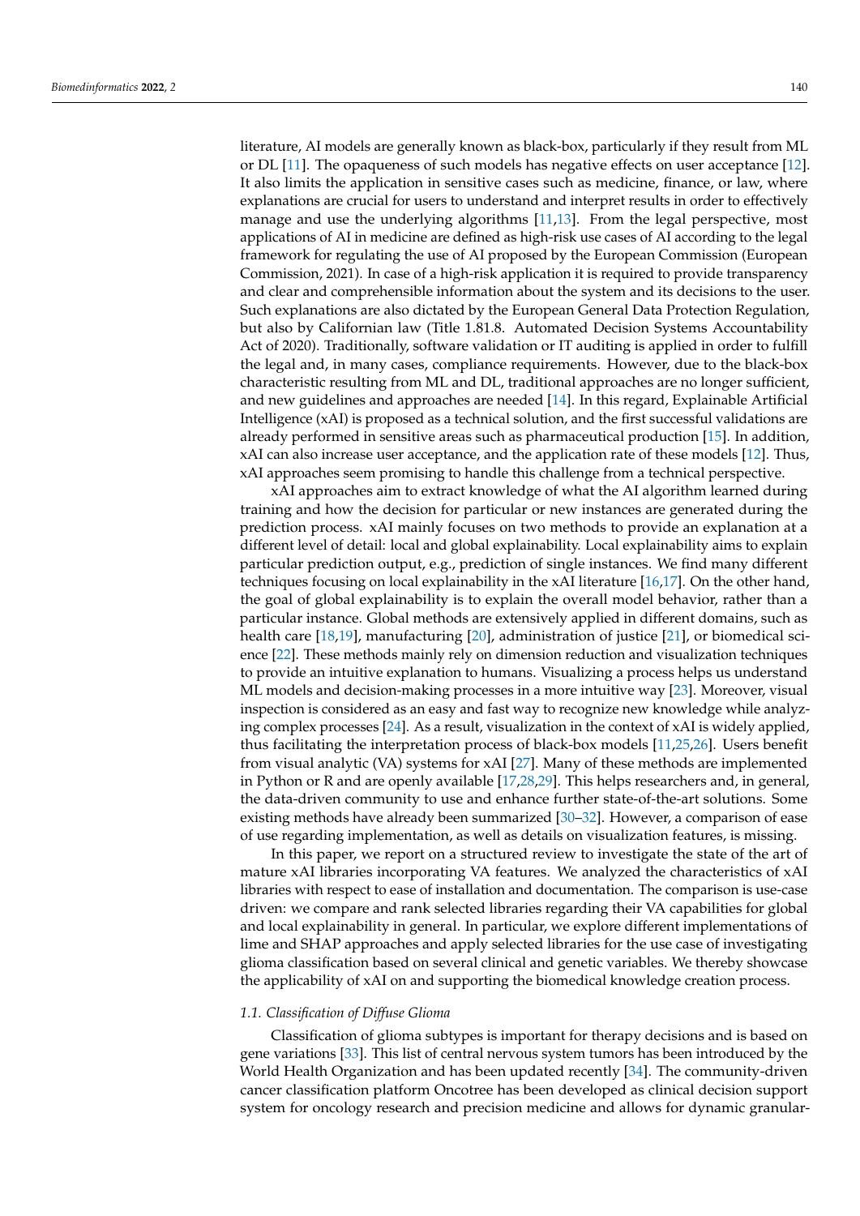literature, AI models are generally known as black-box, particularly if they result from ML or DL [11]. The opaqueness of such models has negative effects on user acceptance [12]. It also limits the application in sensitive cases such as medicine, finance, or law, where explanations are crucial for users to understand and interpret results in order to effectively manage and use the underlying algorithms [11,13]. From the legal perspective, most applications of AI in medicine are defined as high-risk use cases of AI according to the legal framework for regulating the use of AI proposed by the European Commission (European Commission, 2021). In case of a high-risk application it is required to provide transparency and clear and comprehensible information about the system and its decisions to the user. Such explanations are also dictated by the European General Data Protection Regulation, but also by Californian law (Title 1.81.8. Automated Decision Systems Accountability Act of 2020). Traditionally, software validation or IT auditing is applied in order to fulfill the legal and, in many cases, compliance requirements. However, due to the black-box characteristic resulting from ML and DL, traditional approaches are no longer sufficient, and new guidelines and approaches are needed [14]. In this regard, Explainable Artificial Intelligence (xAI) is proposed as a technical solution, and the first successful validations are already performed in sensitive areas such as pharmaceutical production [15]. In addition, xAI can also increase user acceptance, and the application rate of these models [12]. Thus, xAI approaches seem promising to handle this challenge from a technical perspective.

xAI approaches aim to extract knowledge of what the AI algorithm learned during training and how the decision for particular or new instances are generated during the prediction process. xAI mainly focuses on two methods to provide an explanation at a different level of detail: local and global explainability. Local explainability aims to explain particular prediction output, e.g., prediction of single instances. We find many different techniques focusing on local explainability in the xAI literature [16,17]. On the other hand, the goal of global explainability is to explain the overall model behavior, rather than a particular instance. Global methods are extensively applied in different domains, such as health care [18,19], manufacturing [20], administration of justice [21], or biomedical science [22]. These methods mainly rely on dimension reduction and visualization techniques to provide an intuitive explanation to humans. Visualizing a process helps us understand ML models and decision-making processes in a more intuitive way [23]. Moreover, visual inspection is considered as an easy and fast way to recognize new knowledge while analyzing complex processes [24]. As a result, visualization in the context of xAI is widely applied, thus facilitating the interpretation process of black-box models [11,25,26]. Users benefit from visual analytic (VA) systems for xAI [27]. Many of these methods are implemented in Python or R and are openly available [17,28,29]. This helps researchers and, in general, the data-driven community to use and enhance further state-of-the-art solutions. Some existing methods have already been summarized [30–32]. However, a comparison of ease of use regarding implementation, as well as details on visualization features, is missing.

In this paper, we report on a structured review to investigate the state of the art of mature xAI libraries incorporating VA features. We analyzed the characteristics of xAI libraries with respect to ease of installation and documentation. The comparison is use-case driven: we compare and rank selected libraries regarding their VA capabilities for global and local explainability in general. In particular, we explore different implementations of lime and SHAP approaches and apply selected libraries for the use case of investigating glioma classification based on several clinical and genetic variables. We thereby showcase the applicability of xAI on and supporting the biomedical knowledge creation process.

### 1.1. Classification of Diffuse Glioma

Classification of glioma subtypes is important for therapy decisions and is based on gene variations [33]. This list of central nervous system tumors has been introduced by the World Health Organization and has been updated recently [34]. The community-driven cancer classification platform Oncotree has been developed as clinical decision support system for oncology research and precision medicine and allows for dynamic granular-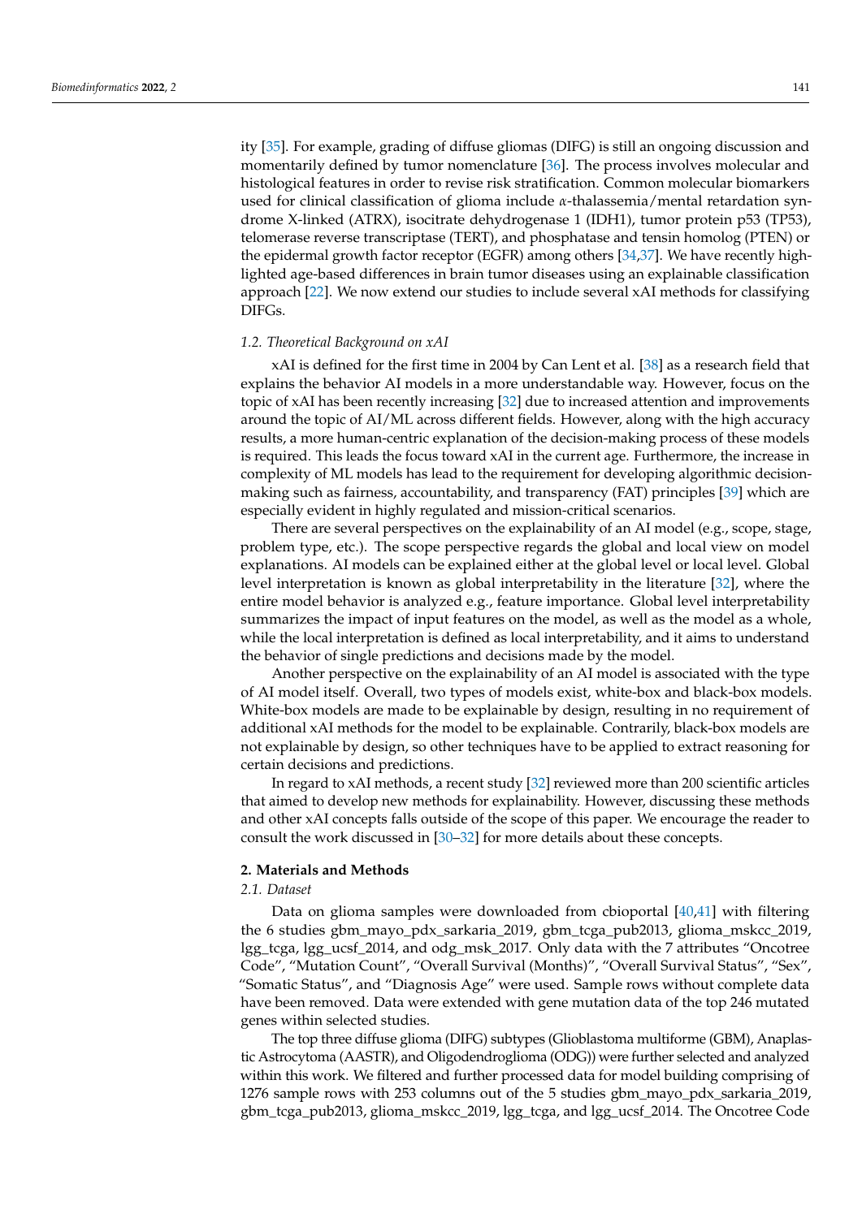ity [35]. For example, grading of diffuse gliomas (DIFG) is still an ongoing discussion and momentarily defined by tumor nomenclature [36]. The process involves molecular and histological features in order to revise risk stratification. Common molecular biomarkers used for clinical classification of glioma include $\alpha$-thalassemia/mental retardation syndrome X-linked (ATRX), isocitrate dehydrogenase 1 (IDH1), tumor protein p53 (TP53), telomerase reverse transcriptase (TERT), and phosphatase and tensin homolog (PTEN) or the epidermal growth factor receptor (EGFR) among others [34,37]. We have recently highlighted age-based differences in brain tumor diseases using an explainable classification approach [22]. We now extend our studies to include several xAI methods for classifying DIFGs.

### *1.2. Theoretical Background on xAI*

xAI is defined for the first time in 2004 by Can Lent et al. [38] as a research field that explains the behavior AI models in a more understandable way. However, focus on the topic of xAI has been recently increasing [32] due to increased attention and improvements around the topic of AI/ML across different fields. However, along with the high accuracy results, a more human-centric explanation of the decision-making process of these models is required. This leads the focus toward xAI in the current age. Furthermore, the increase in complexity of ML models has lead to the requirement for developing algorithmic decision-making such as fairness, accountability, and transparency (FAT) principles [39] which are especially evident in highly regulated and mission-critical scenarios.

There are several perspectives on the explainability of an AI model (e.g., scope, stage, problem type, etc.). The scope perspective regards the global and local view on model explanations. AI models can be explained either at the global level or local level. Global level interpretation is known as global interpretability in the literature [32], where the entire model behavior is analyzed e.g., feature importance. Global level interpretability summarizes the impact of input features on the model, as well as the model as a whole, while the local interpretation is defined as local interpretability, and it aims to understand the behavior of single predictions and decisions made by the model.

Another perspective on the explainability of an AI model is associated with the type of AI model itself. Overall, two types of models exist, white-box and black-box models. White-box models are made to be explainable by design, resulting in no requirement of additional xAI methods for the model to be explainable. Contrarily, black-box models are not explainable by design, so other techniques have to be applied to extract reasoning for certain decisions and predictions.

In regard to xAI methods, a recent study [32] reviewed more than 200 scientific articles that aimed to develop new methods for explainability. However, discussing these methods and other xAI concepts falls outside of the scope of this paper. We encourage the reader to consult the work discussed in [30–32] for more details about these concepts.

## **2. Materials and Methods**

### *2.1. Dataset*

Data on glioma samples were downloaded from cbioportal [40,41] with filtering the 6 studies gbm_mayo_pdx_sarkaria_2019, gbm_tcga_pub2013, glioma_mskcc_2019, lgg_tcga, lgg_ucsf_2014, and odg_msk_2017. Only data with the 7 attributes "Oncotree Code", "Mutation Count", "Overall Survival (Months)", "Overall Survival Status", "Sex", "Somatic Status", and "Diagnosis Age" were used. Sample rows without complete data have been removed. Data were extended with gene mutation data of the top 246 mutated genes within selected studies.

The top three diffuse glioma (DIFG) subtypes (Glioblastoma multiforme (GBM), Anaplastic Astrocytoma (AASTR), and Oligodendroglioma (ODG)) were further selected and analyzed within this work. We filtered and further processed data for model building comprising of 1276 sample rows with 253 columns out of the 5 studies gbm_mayo_pdx_sarkaria_2019, gbm_tcga_pub2013, glioma_mskcc_2019, lgg_tcga, and lgg_ucsf_2014. The Oncotree Code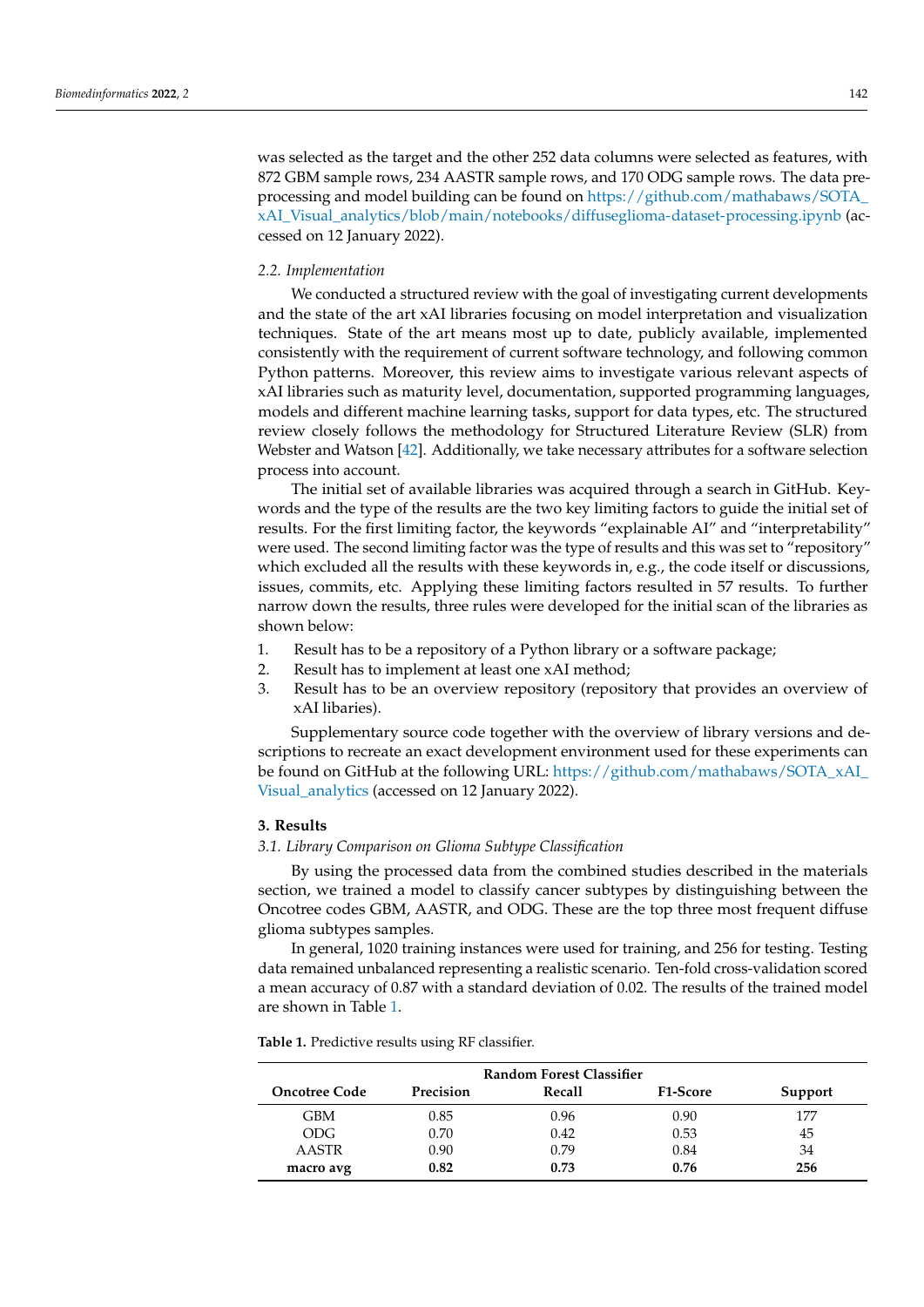was selected as the target and the other 252 data columns were selected as features, with 872 GBM sample rows, 234 AASTR sample rows, and 170 ODG sample rows. The data preprocessing and model building can be found on https://github.com/mathabaws/SOTA_xAI_Visual_analytics/blob/main/notebooks/diffuseglioma-dataset-processing.ipynb (accessed on 12 January 2022).

### 2.2. Implementation

We conducted a structured review with the goal of investigating current developments and the state of the art xAI libraries focusing on model interpretation and visualization techniques. State of the art means most up to date, publicly available, implemented consistently with the requirement of current software technology, and following common Python patterns. Moreover, this review aims to investigate various relevant aspects of xAI libraries such as maturity level, documentation, supported programming languages, models and different machine learning tasks, support for data types, etc. The structured review closely follows the methodology for Structured Literature Review (SLR) from Webster and Watson [42]. Additionally, we take necessary attributes for a software selection process into account.

The initial set of available libraries was acquired through a search in GitHub. Keywords and the type of the results are the two key limiting factors to guide the initial set of results. For the first limiting factor, the keywords "explainable AI" and "interpretability" were used. The second limiting factor was the type of results and this was set to "repository" which excluded all the results with these keywords in, e.g., the code itself or discussions, issues, commits, etc. Applying these limiting factors resulted in 57 results. To further narrow down the results, three rules were developed for the initial scan of the libraries as shown below:

1. Result has to be a repository of a Python library or a software package;
2. Result has to implement at least one xAI method;
3. Result has to be an overview repository (repository that provides an overview of xAI libaries).

Supplementary source code together with the overview of library versions and descriptions to recreate an exact development environment used for these experiments can be found on GitHub at the following URL: https://github.com/mathabaws/SOTA_xAI_Visual_analytics (accessed on 12 January 2022).

## 3. Results

### 3.1. Library Comparison on Glioma Subtype Classification

By using the processed data from the combined studies described in the materials section, we trained a model to classify cancer subtypes by distinguishing between the Oncotree codes GBM, AASTR, and ODG. These are the top three most frequent diffuse glioma subtypes samples.

In general, 1020 training instances were used for training, and 256 for testing. Testing data remained unbalanced representing a realistic scenario. Ten-fold cross-validation scored a mean accuracy of 0.87 with a standard deviation of 0.02. The results of the trained model are shown in Table 1.

**Table 1.** Predictive results using RF classifier.

| | Random Forest Classifier | | | |
|---|---|---|---|---|
| **Oncotree Code** | **Precision** | **Recall** | **F1-Score** | **Support** |
| GBM | 0.85 | 0.96 | 0.90 | 177 |
| ODG | 0.70 | 0.42 | 0.53 | 45 |
| AASTR | 0.90 | 0.79 | 0.84 | 34 |
| **macro avg** | **0.82** | **0.73** | **0.76** | **256** |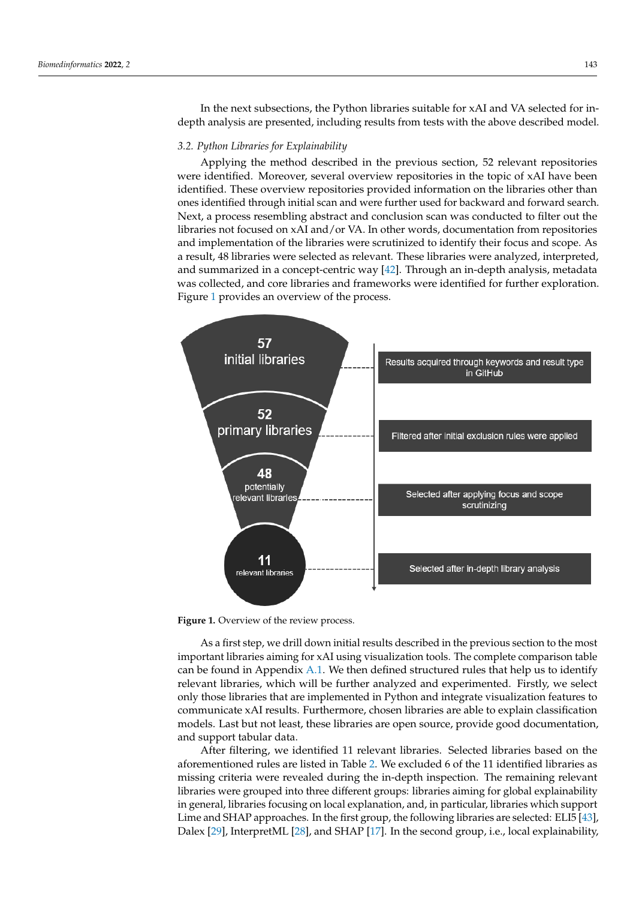In the next subsections, the Python libraries suitable for xAI and VA selected for in-depth analysis are presented, including results from tests with the above described model.

### 3.2. Python Libraries for Explainability

Applying the method described in the previous section, 52 relevant repositories were identified. Moreover, several overview repositories in the topic of xAI have been identified. These overview repositories provided information on the libraries other than ones identified through initial scan and were further used for backward and forward search. Next, a process resembling abstract and conclusion scan was conducted to filter out the libraries not focused on xAI and/or VA. In other words, documentation from repositories and implementation of the libraries were scrutinized to identify their focus and scope. As a result, 48 libraries were selected as relevant. These libraries were analyzed, interpreted, and summarized in a concept-centric way [42]. Through an in-depth analysis, metadata was collected, and core libraries and frameworks were identified for further exploration. Figure 1 provides an overview of the process.

57 initial libraries — Results acquired through keywords and result type in GitHub

52 primary libraries — Filtered after initial exclusion rules were applied

48 potentially relevant libraries — Selected after applying focus and scope scrutinizing

11 relevant libraries — Selected after in-depth library analysis

**Figure 1.** Overview of the review process.

As a first step, we drill down initial results described in the previous section to the most important libraries aiming for xAI using visualization tools. The complete comparison table can be found in Appendix A.1. We then defined structured rules that help us to identify relevant libraries, which will be further analyzed and experimented. Firstly, we select only those libraries that are implemented in Python and integrate visualization features to communicate xAI results. Furthermore, chosen libraries are able to explain classification models. Last but not least, these libraries are open source, provide good documentation, and support tabular data.

After filtering, we identified 11 relevant libraries. Selected libraries based on the aforementioned rules are listed in Table 2. We excluded 6 of the 11 identified libraries as missing criteria were revealed during the in-depth inspection. The remaining relevant libraries were grouped into three different groups: libraries aiming for global explainability in general, libraries focusing on local explanation, and, in particular, libraries which support Lime and SHAP approaches. In the first group, the following libraries are selected: ELI5 [43], Dalex [29], InterpretML [28], and SHAP [17]. In the second group, i.e., local explainability,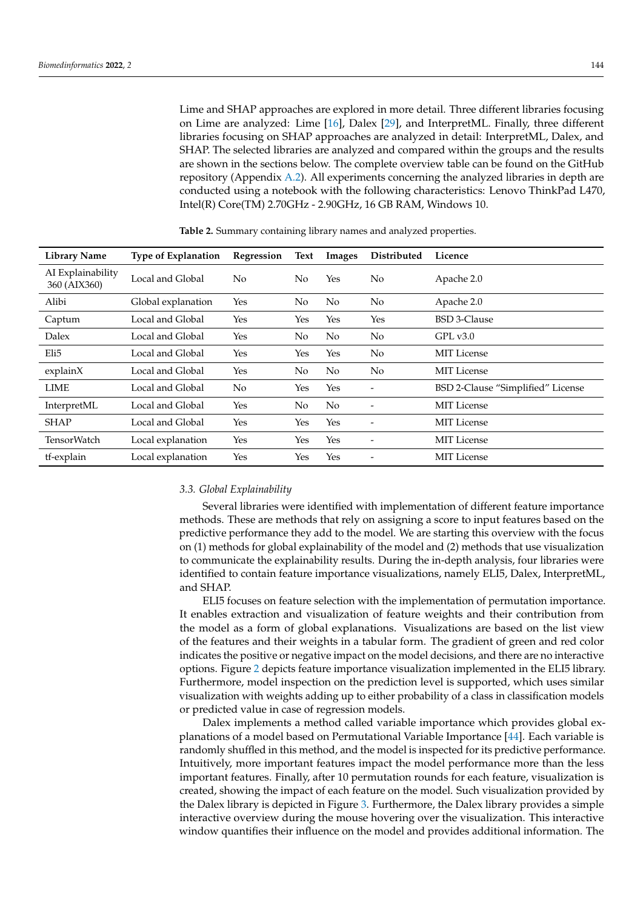Lime and SHAP approaches are explored in more detail. Three different libraries focusing on Lime are analyzed: Lime [16], Dalex [29], and InterpretML. Finally, three different libraries focusing on SHAP approaches are analyzed in detail: InterpretML, Dalex, and SHAP. The selected libraries are analyzed and compared within the groups and the results are shown in the sections below. The complete overview table can be found on the GitHub repository (Appendix A.2). All experiments concerning the analyzed libraries in depth are conducted using a notebook with the following characteristics: Lenovo ThinkPad L470, Intel(R) Core(TM) 2.70GHz - 2.90GHz, 16 GB RAM, Windows 10.

**Table 2.** Summary containing library names and analyzed properties.

| Library Name | Type of Explanation | Regression | Text | Images | Distributed | Licence |
|---|---|---|---|---|---|---|
| AI Explainability 360 (AIX360) | Local and Global | No | No | Yes | No | Apache 2.0 |
| Alibi | Global explanation | Yes | No | No | No | Apache 2.0 |
| Captum | Local and Global | Yes | Yes | Yes | Yes | BSD 3-Clause |
| Dalex | Local and Global | Yes | No | No | No | GPL v3.0 |
| Eli5 | Local and Global | Yes | Yes | Yes | No | MIT License |
| explainX | Local and Global | Yes | No | No | No | MIT License |
| LIME | Local and Global | No | Yes | Yes | - | BSD 2-Clause "Simplified" License |
| InterpretML | Local and Global | Yes | No | No | - | MIT License |
| SHAP | Local and Global | Yes | Yes | Yes | - | MIT License |
| TensorWatch | Local explanation | Yes | Yes | Yes | - | MIT License |
| tf-explain | Local explanation | Yes | Yes | Yes | - | MIT License |

### 3.3. Global Explainability

Several libraries were identified with implementation of different feature importance methods. These are methods that rely on assigning a score to input features based on the predictive performance they add to the model. We are starting this overview with the focus on (1) methods for global explainability of the model and (2) methods that use visualization to communicate the explainability results. During the in-depth analysis, four libraries were identified to contain feature importance visualizations, namely ELI5, Dalex, InterpretML, and SHAP.

ELI5 focuses on feature selection with the implementation of permutation importance. It enables extraction and visualization of feature weights and their contribution from the model as a form of global explanations. Visualizations are based on the list view of the features and their weights in a tabular form. The gradient of green and red color indicates the positive or negative impact on the model decisions, and there are no interactive options. Figure 2 depicts feature importance visualization implemented in the ELI5 library. Furthermore, model inspection on the prediction level is supported, which uses similar visualization with weights adding up to either probability of a class in classification models or predicted value in case of regression models.

Dalex implements a method called variable importance which provides global explanations of a model based on Permutational Variable Importance [44]. Each variable is randomly shuffled in this method, and the model is inspected for its predictive performance. Intuitively, more important features impact the model performance more than the less important features. Finally, after 10 permutation rounds for each feature, visualization is created, showing the impact of each feature on the model. Such visualization provided by the Dalex library is depicted in Figure 3. Furthermore, the Dalex library provides a simple interactive overview during the mouse hovering over the visualization. This interactive window quantifies their influence on the model and provides additional information. The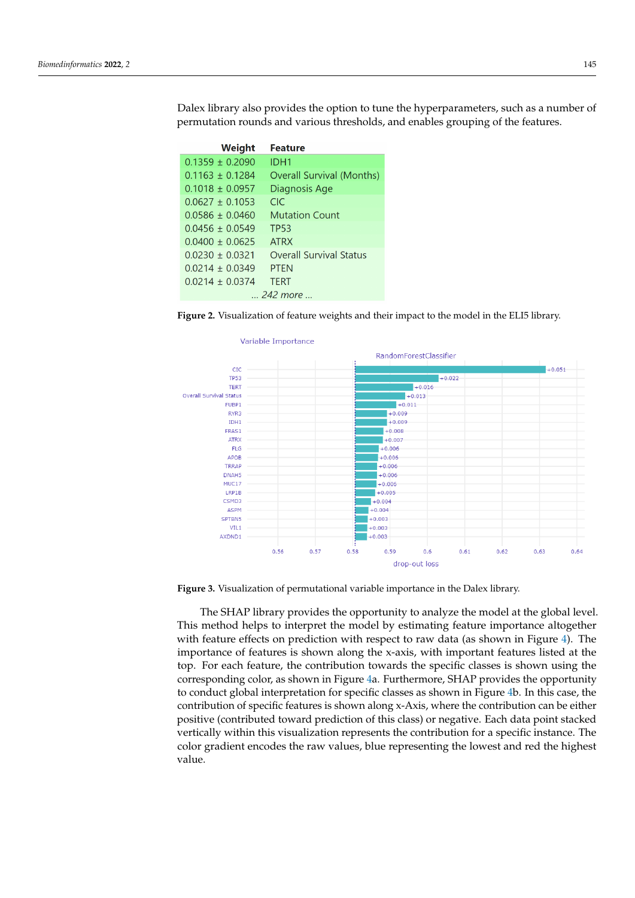Dalex library also provides the option to tune the hyperparameters, such as a number of permutation rounds and various thresholds, and enables grouping of the features.

| Weight | Feature |
|---|---|
| 0.1359 ± 0.2090 | IDH1 |
| 0.1163 ± 0.1284 | Overall Survival (Months) |
| 0.1018 ± 0.0957 | Diagnosis Age |
| 0.0627 ± 0.1053 | CIC |
| 0.0586 ± 0.0460 | Mutation Count |
| 0.0456 ± 0.0549 | TP53 |
| 0.0400 ± 0.0625 | ATRX |
| 0.0230 ± 0.0321 | Overall Survival Status |
| 0.0214 ± 0.0349 | PTEN |
| 0.0214 ± 0.0374 | TERT |
| … 242 more … | |

**Figure 2.** Visualization of feature weights and their impact to the model in the ELI5 library.

**Figure 3.** Visualization of permutational variable importance in the Dalex library.

The SHAP library provides the opportunity to analyze the model at the global level. This method helps to interpret the model by estimating feature importance altogether with feature effects on prediction with respect to raw data (as shown in Figure 4). The importance of features is shown along the x-axis, with important features listed at the top. For each feature, the contribution towards the specific classes is shown using the corresponding color, as shown in Figure 4a. Furthermore, SHAP provides the opportunity to conduct global interpretation for specific classes as shown in Figure 4b. In this case, the contribution of specific features is shown along x-Axis, where the contribution can be either positive (contributed toward prediction of this class) or negative. Each data point stacked vertically within this visualization represents the contribution for a specific instance. The color gradient encodes the raw values, blue representing the lowest and red the highest value.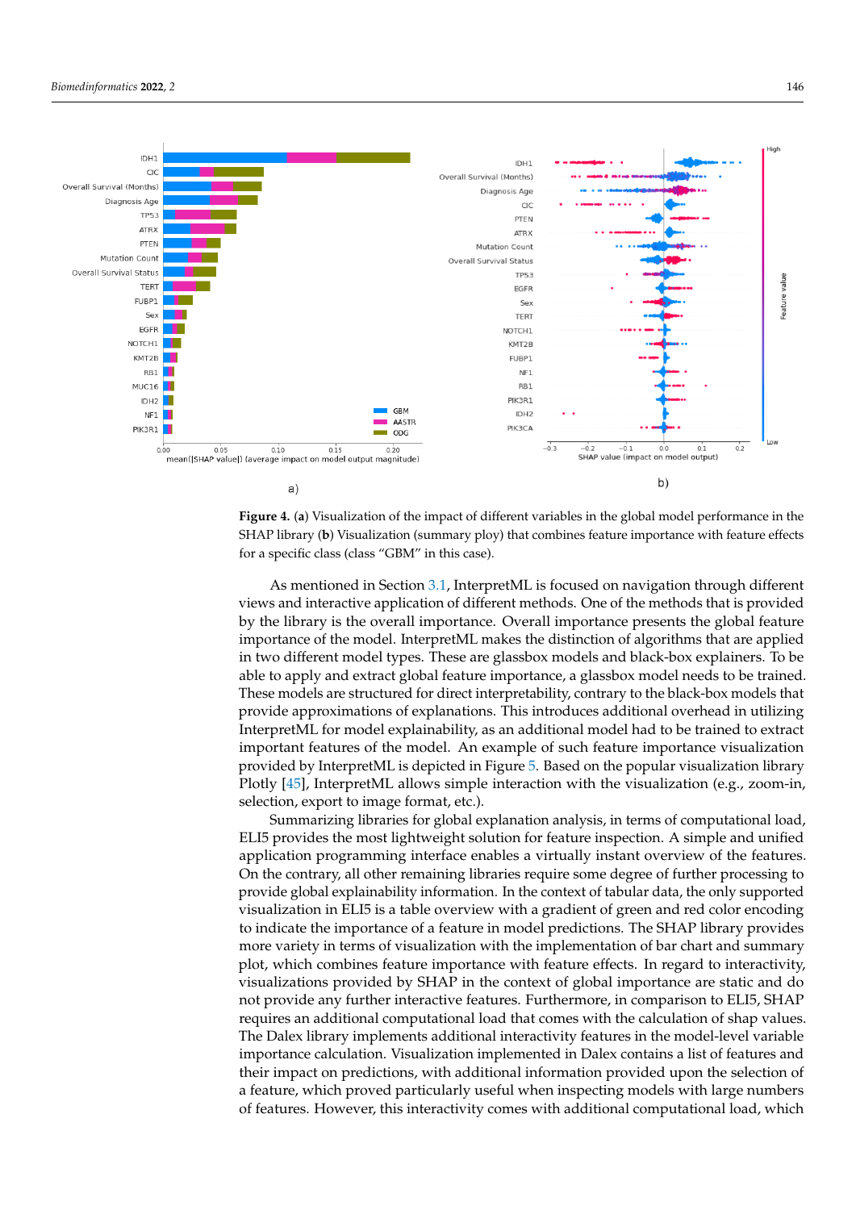**Figure 4.** (**a**) Visualization of the impact of different variables in the global model performance in the SHAP library (**b**) Visualization (summary ploy) that combines feature importance with feature effects for a specific class (class "GBM" in this case).

As mentioned in Section 3.1, InterpretML is focused on navigation through different views and interactive application of different methods. One of the methods that is provided by the library is the overall importance. Overall importance presents the global feature importance of the model. InterpretML makes the distinction of algorithms that are applied in two different model types. These are glassbox models and black-box explainers. To be able to apply and extract global feature importance, a glassbox model needs to be trained. These models are structured for direct interpretability, contrary to the black-box models that provide approximations of explanations. This introduces additional overhead in utilizing InterpretML for model explainability, as an additional model had to be trained to extract important features of the model. An example of such feature importance visualization provided by InterpretML is depicted in Figure 5. Based on the popular visualization library Plotly [45], InterpretML allows simple interaction with the visualization (e.g., zoom-in, selection, export to image format, etc.).

Summarizing libraries for global explanation analysis, in terms of computational load, ELI5 provides the most lightweight solution for feature inspection. A simple and unified application programming interface enables a virtually instant overview of the features. On the contrary, all other remaining libraries require some degree of further processing to provide global explainability information. In the context of tabular data, the only supported visualization in ELI5 is a table overview with a gradient of green and red color encoding to indicate the importance of a feature in model predictions. The SHAP library provides more variety in terms of visualization with the implementation of bar chart and summary plot, which combines feature importance with feature effects. In regard to interactivity, visualizations provided by SHAP in the context of global importance are static and do not provide any further interactive features. Furthermore, in comparison to ELI5, SHAP requires an additional computational load that comes with the calculation of shap values. The Dalex library implements additional interactivity features in the model-level variable importance calculation. Visualization implemented in Dalex contains a list of features and their impact on predictions, with additional information provided upon the selection of a feature, which proved particularly useful when inspecting models with large numbers of features. However, this interactivity comes with additional computational load, which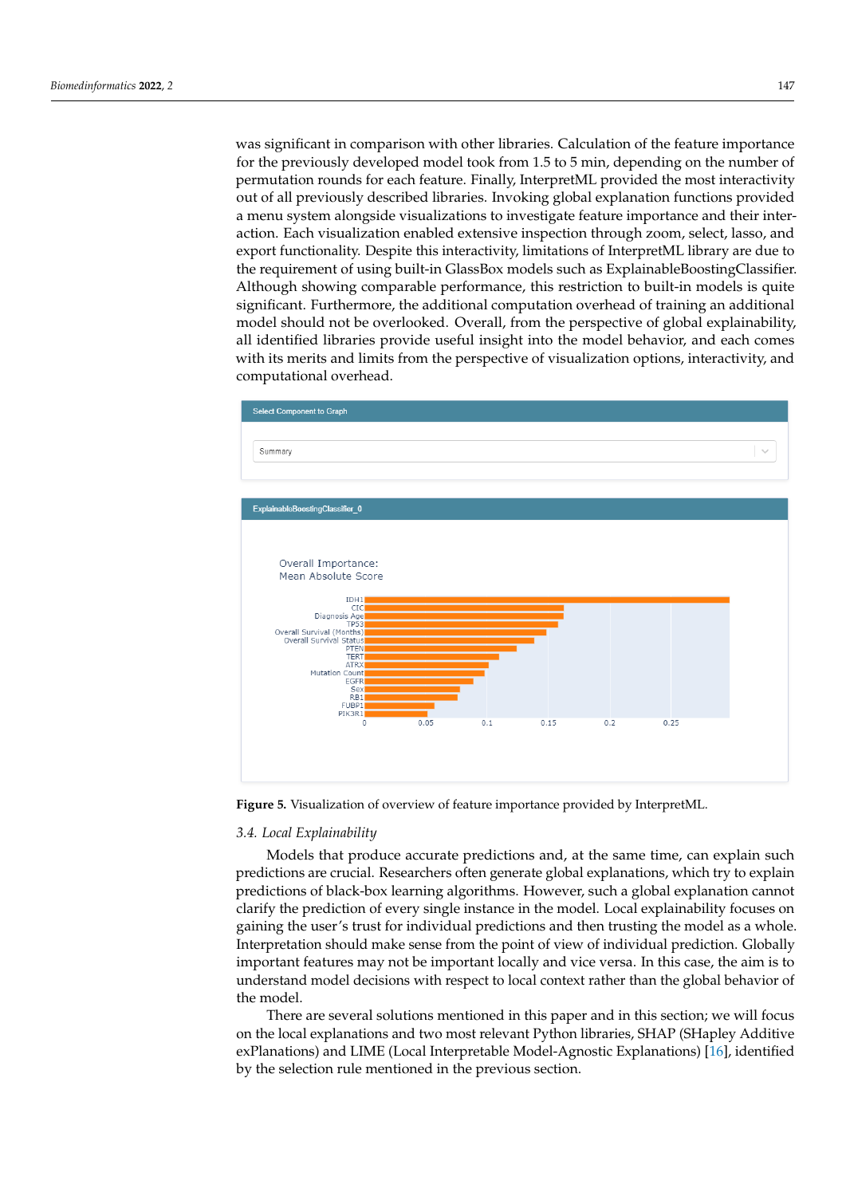was significant in comparison with other libraries. Calculation of the feature importance for the previously developed model took from 1.5 to 5 min, depending on the number of permutation rounds for each feature. Finally, InterpretML provided the most interactivity out of all previously described libraries. Invoking global explanation functions provided a menu system alongside visualizations to investigate feature importance and their interaction. Each visualization enabled extensive inspection through zoom, select, lasso, and export functionality. Despite this interactivity, limitations of InterpretML library are due to the requirement of using built-in GlassBox models such as ExplainableBoostingClassifier. Although showing comparable performance, this restriction to built-in models is quite significant. Furthermore, the additional computation overhead of training an additional model should not be overlooked. Overall, from the perspective of global explainability, all identified libraries provide useful insight into the model behavior, and each comes with its merits and limits from the perspective of visualization options, interactivity, and computational overhead.

**Figure 5.** Visualization of overview of feature importance provided by InterpretML.

### 3.4. Local Explainability

Models that produce accurate predictions and, at the same time, can explain such predictions are crucial. Researchers often generate global explanations, which try to explain predictions of black-box learning algorithms. However, such a global explanation cannot clarify the prediction of every single instance in the model. Local explainability focuses on gaining the user's trust for individual predictions and then trusting the model as a whole. Interpretation should make sense from the point of view of individual prediction. Globally important features may not be important locally and vice versa. In this case, the aim is to understand model decisions with respect to local context rather than the global behavior of the model.

There are several solutions mentioned in this paper and in this section; we will focus on the local explanations and two most relevant Python libraries, SHAP (SHapley Additive exPlanations) and LIME (Local Interpretable Model-Agnostic Explanations) [16], identified by the selection rule mentioned in the previous section.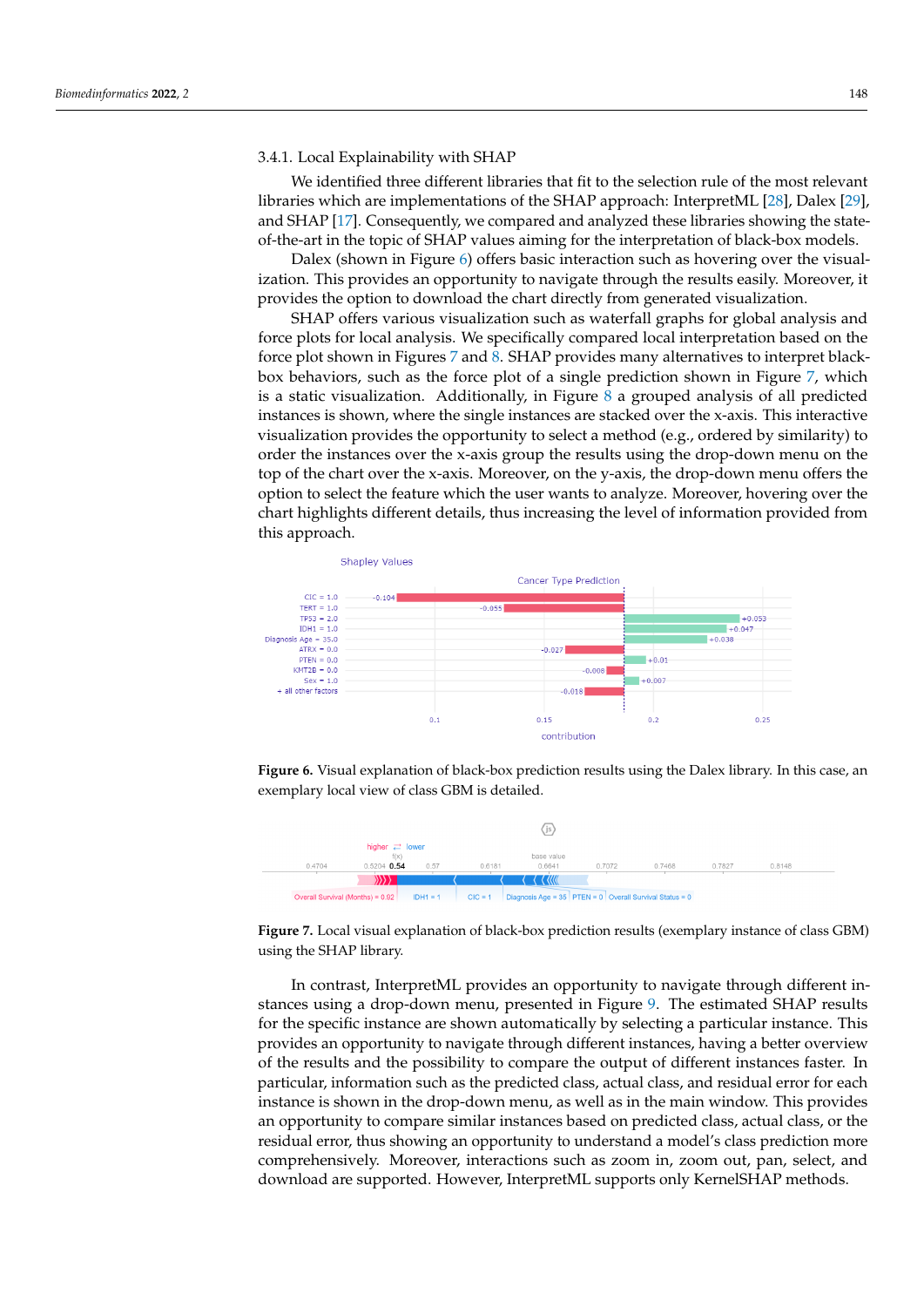#### 3.4.1. Local Explainability with SHAP

We identified three different libraries that fit to the selection rule of the most relevant libraries which are implementations of the SHAP approach: InterpretML [28], Dalex [29], and SHAP [17]. Consequently, we compared and analyzed these libraries showing the state-of-the-art in the topic of SHAP values aiming for the interpretation of black-box models.

Dalex (shown in Figure 6) offers basic interaction such as hovering over the visualization. This provides an opportunity to navigate through the results easily. Moreover, it provides the option to download the chart directly from generated visualization.

SHAP offers various visualization such as waterfall graphs for global analysis and force plots for local analysis. We specifically compared local interpretation based on the force plot shown in Figures 7 and 8. SHAP provides many alternatives to interpret black-box behaviors, such as the force plot of a single prediction shown in Figure 7, which is a static visualization. Additionally, in Figure 8 a grouped analysis of all predicted instances is shown, where the single instances are stacked over the x-axis. This interactive visualization provides the opportunity to select a method (e.g., ordered by similarity) to order the instances over the x-axis group the results using the drop-down menu on the top of the chart over the x-axis. Moreover, on the y-axis, the drop-down menu offers the option to select the feature which the user wants to analyze. Moreover, hovering over the chart highlights different details, thus increasing the level of information provided from this approach.

**Figure 6.** Visual explanation of black-box prediction results using the Dalex library. In this case, an exemplary local view of class GBM is detailed.

**Figure 7.** Local visual explanation of black-box prediction results (exemplary instance of class GBM) using the SHAP library.

In contrast, InterpretML provides an opportunity to navigate through different instances using a drop-down menu, presented in Figure 9. The estimated SHAP results for the specific instance are shown automatically by selecting a particular instance. This provides an opportunity to navigate through different instances, having a better overview of the results and the possibility to compare the output of different instances faster. In particular, information such as the predicted class, actual class, and residual error for each instance is shown in the drop-down menu, as well as in the main window. This provides an opportunity to compare similar instances based on predicted class, actual class, or the residual error, thus showing an opportunity to understand a model's class prediction more comprehensively. Moreover, interactions such as zoom in, zoom out, pan, select, and download are supported. However, InterpretML supports only KernelSHAP methods.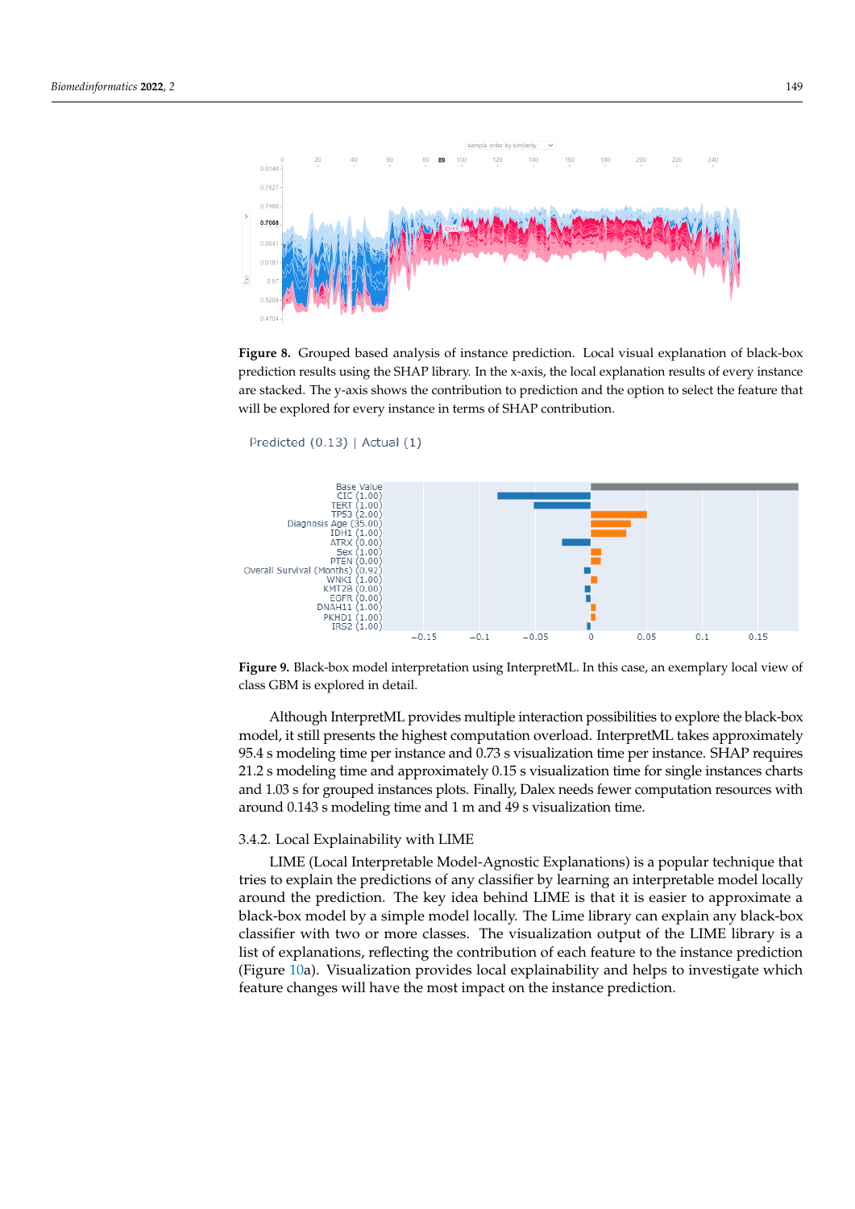**Figure 8.** Grouped based analysis of instance prediction. Local visual explanation of black-box prediction results using the SHAP library. In the x-axis, the local explanation results of every instance are stacked. The y-axis shows the contribution to prediction and the option to select the feature that will be explored for every instance in terms of SHAP contribution.

**Figure 9.** Black-box model interpretation using InterpretML. In this case, an exemplary local view of class GBM is explored in detail.

Although InterpretML provides multiple interaction possibilities to explore the black-box model, it still presents the highest computation overload. InterpretML takes approximately 95.4 s modeling time per instance and 0.73 s visualization time per instance. SHAP requires 21.2 s modeling time and approximately 0.15 s visualization time for single instances charts and 1.03 s for grouped instances plots. Finally, Dalex needs fewer computation resources with around 0.143 s modeling time and 1 m and 49 s visualization time.

### 3.4.2. Local Explainability with LIME

LIME (Local Interpretable Model-Agnostic Explanations) is a popular technique that tries to explain the predictions of any classifier by learning an interpretable model locally around the prediction. The key idea behind LIME is that it is easier to approximate a black-box model by a simple model locally. The Lime library can explain any black-box classifier with two or more classes. The visualization output of the LIME library is a list of explanations, reflecting the contribution of each feature to the instance prediction (Figure 10a). Visualization provides local explainability and helps to investigate which feature changes will have the most impact on the instance prediction.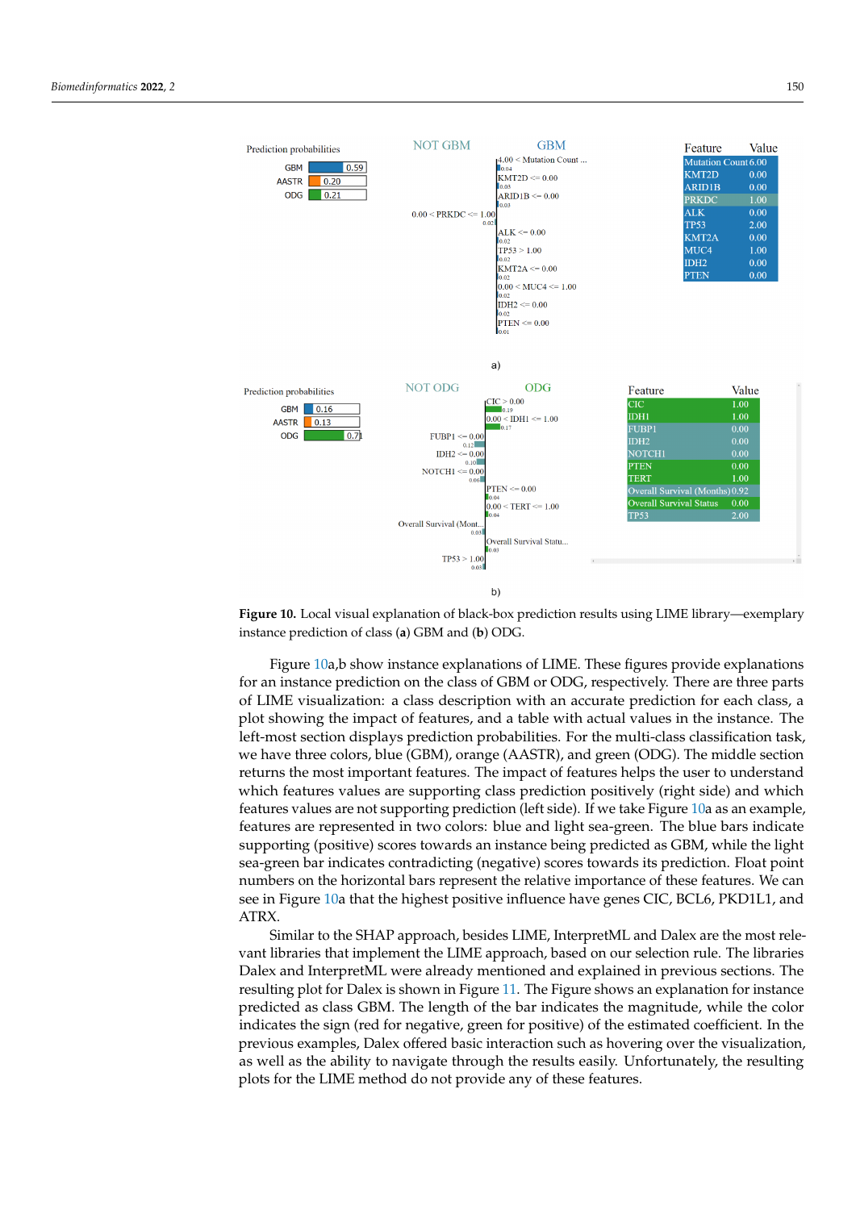Figure 10. Local visual explanation of black-box prediction results using LIME library—exemplary instance prediction of class (a) GBM and (b) ODG.

Figure 10a,b show instance explanations of LIME. These figures provide explanations for an instance prediction on the class of GBM or ODG, respectively. There are three parts of LIME visualization: a class description with an accurate prediction for each class, a plot showing the impact of features, and a table with actual values in the instance. The left-most section displays prediction probabilities. For the multi-class classification task, we have three colors, blue (GBM), orange (AASTR), and green (ODG). The middle section returns the most important features. The impact of features helps the user to understand which features values are supporting class prediction positively (right side) and which features values are not supporting prediction (left side). If we take Figure 10a as an example, features are represented in two colors: blue and light sea-green. The blue bars indicate supporting (positive) scores towards an instance being predicted as GBM, while the light sea-green bar indicates contradicting (negative) scores towards its prediction. Float point numbers on the horizontal bars represent the relative importance of these features. We can see in Figure 10a that the highest positive influence have genes CIC, BCL6, PKD1L1, and ATRX.

Similar to the SHAP approach, besides LIME, InterpretML and Dalex are the most relevant libraries that implement the LIME approach, based on our selection rule. The libraries Dalex and InterpretML were already mentioned and explained in previous sections. The resulting plot for Dalex is shown in Figure 11. The Figure shows an explanation for instance predicted as class GBM. The length of the bar indicates the magnitude, while the color indicates the sign (red for negative, green for positive) of the estimated coefficient. In the previous examples, Dalex offered basic interaction such as hovering over the visualization, as well as the ability to navigate through the results easily. Unfortunately, the resulting plots for the LIME method do not provide any of these features.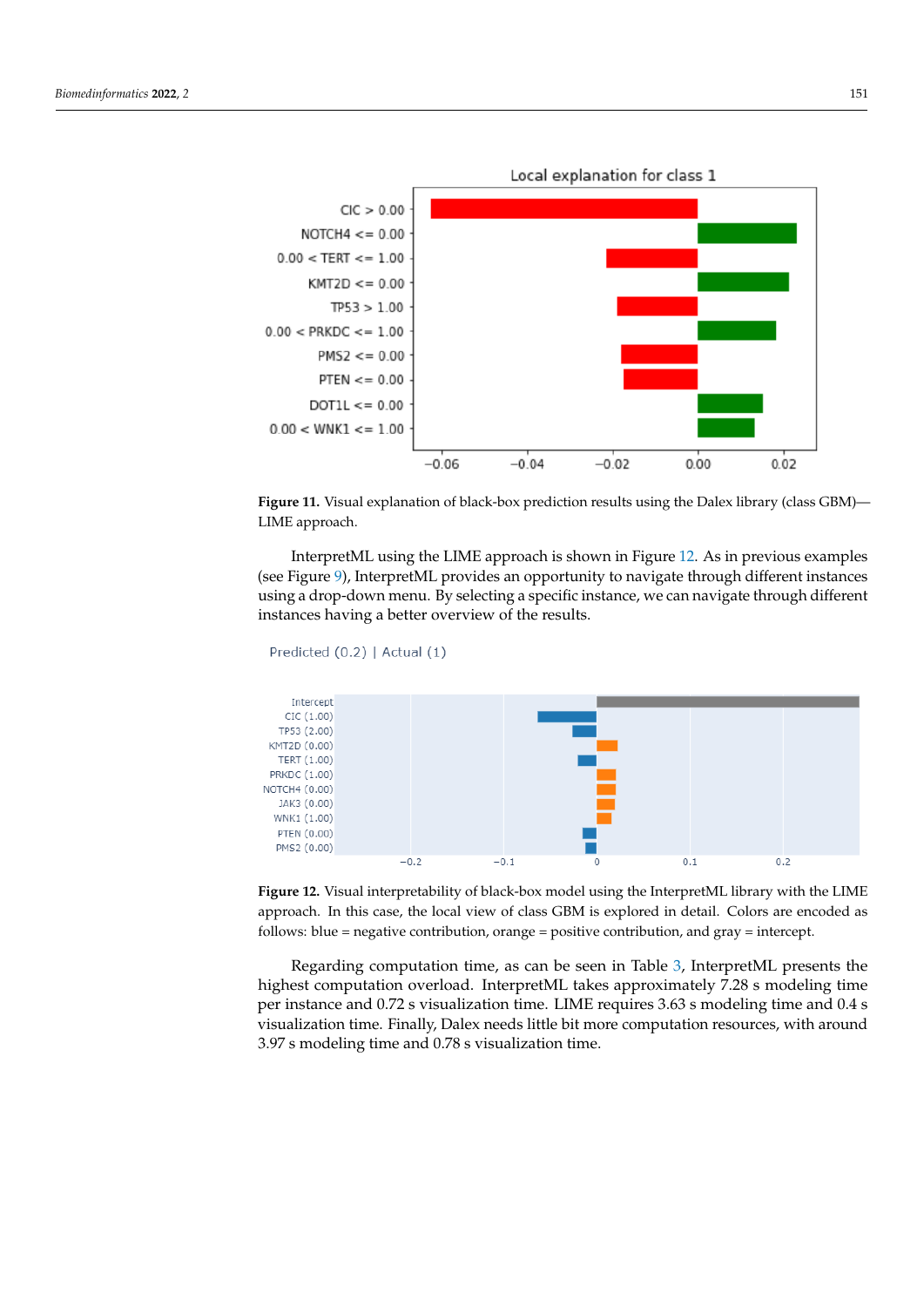**Figure 11.** Visual explanation of black-box prediction results using the Dalex library (class GBM)—LIME approach.

InterpretML using the LIME approach is shown in Figure 12. As in previous examples (see Figure 9), InterpretML provides an opportunity to navigate through different instances using a drop-down menu. By selecting a specific instance, we can navigate through different instances having a better overview of the results.

**Figure 12.** Visual interpretability of black-box model using the InterpretML library with the LIME approach. In this case, the local view of class GBM is explored in detail. Colors are encoded as follows: blue = negative contribution, orange = positive contribution, and gray = intercept.

Regarding computation time, as can be seen in Table 3, InterpretML presents the highest computation overload. InterpretML takes approximately 7.28 s modeling time per instance and 0.72 s visualization time. LIME requires 3.63 s modeling time and 0.4 s visualization time. Finally, Dalex needs little bit more computation resources, with around 3.97 s modeling time and 0.78 s visualization time.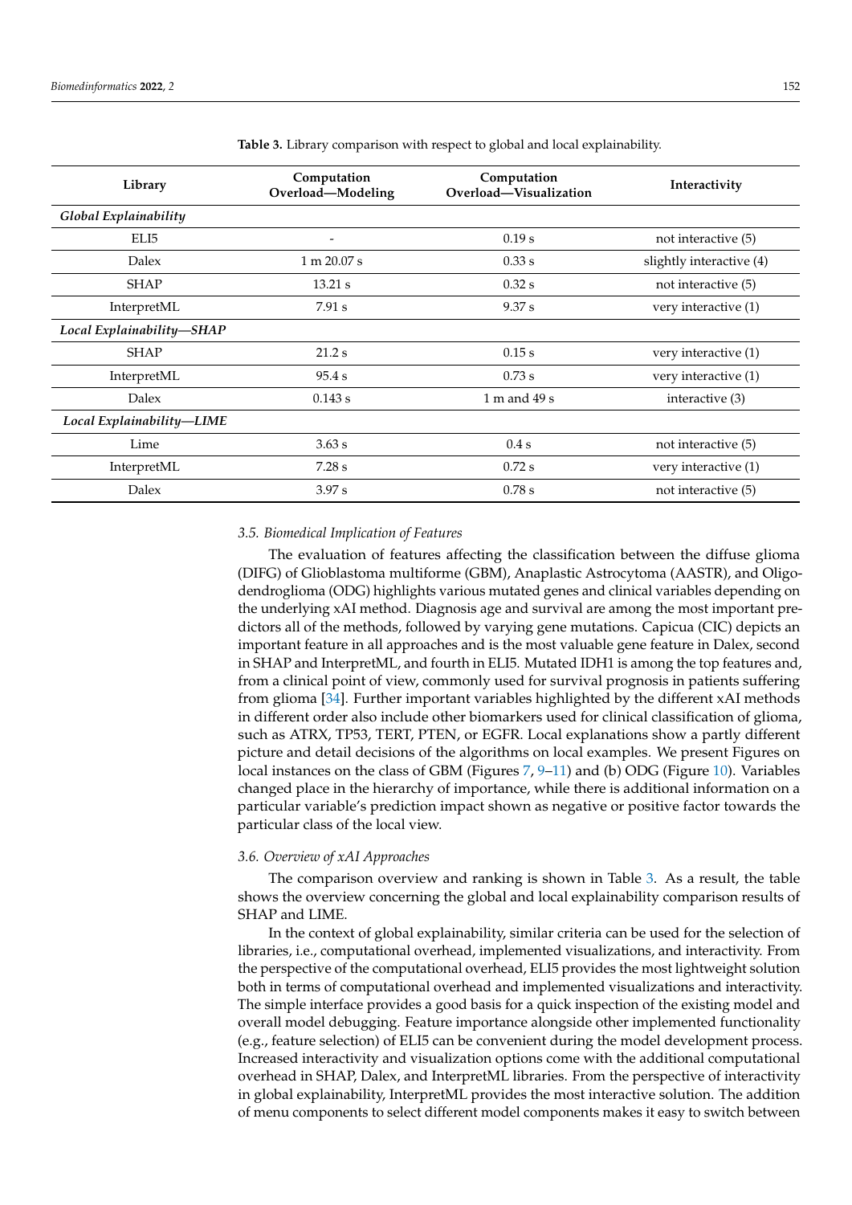**Table 3.** Library comparison with respect to global and local explainability.

| Library | Computation Overload—Modeling | Computation Overload—Visualization | Interactivity |
| --- | --- | --- | --- |
| *Global Explainability* | | | |
| ELI5 | - | 0.19 s | not interactive (5) |
| Dalex | 1 m 20.07 s | 0.33 s | slightly interactive (4) |
| SHAP | 13.21 s | 0.32 s | not interactive (5) |
| InterpretML | 7.91 s | 9.37 s | very interactive (1) |
| *Local Explainability—SHAP* | | | |
| SHAP | 21.2 s | 0.15 s | very interactive (1) |
| InterpretML | 95.4 s | 0.73 s | very interactive (1) |
| Dalex | 0.143 s | 1 m and 49 s | interactive (3) |
| *Local Explainability—LIME* | | | |
| Lime | 3.63 s | 0.4 s | not interactive (5) |
| InterpretML | 7.28 s | 0.72 s | very interactive (1) |
| Dalex | 3.97 s | 0.78 s | not interactive (5) |

### *3.5. Biomedical Implication of Features*

The evaluation of features affecting the classification between the diffuse glioma (DIFG) of Glioblastoma multiforme (GBM), Anaplastic Astrocytoma (AASTR), and Oligodendroglioma (ODG) highlights various mutated genes and clinical variables depending on the underlying xAI method. Diagnosis age and survival are among the most important predictors all of the methods, followed by varying gene mutations. Capicua (CIC) depicts an important feature in all approaches and is the most valuable gene feature in Dalex, second in SHAP and InterpretML, and fourth in ELI5. Mutated IDH1 is among the top features and, from a clinical point of view, commonly used for survival prognosis in patients suffering from glioma [34]. Further important variables highlighted by the different xAI methods in different order also include other biomarkers used for clinical classification of glioma, such as ATRX, TP53, TERT, PTEN, or EGFR. Local explanations show a partly different picture and detail decisions of the algorithms on local examples. We present Figures on local instances on the class of GBM (Figures 7, 9–11) and (b) ODG (Figure 10). Variables changed place in the hierarchy of importance, while there is additional information on a particular variable's prediction impact shown as negative or positive factor towards the particular class of the local view.

### *3.6. Overview of xAI Approaches*

The comparison overview and ranking is shown in Table 3. As a result, the table shows the overview concerning the global and local explainability comparison results of SHAP and LIME.

In the context of global explainability, similar criteria can be used for the selection of libraries, i.e., computational overhead, implemented visualizations, and interactivity. From the perspective of the computational overhead, ELI5 provides the most lightweight solution both in terms of computational overhead and implemented visualizations and interactivity. The simple interface provides a good basis for a quick inspection of the existing model and overall model debugging. Feature importance alongside other implemented functionality (e.g., feature selection) of ELI5 can be convenient during the model development process. Increased interactivity and visualization options come with the additional computational overhead in SHAP, Dalex, and InterpretML libraries. From the perspective of interactivity in global explainability, InterpretML provides the most interactive solution. The addition of menu components to select different model components makes it easy to switch between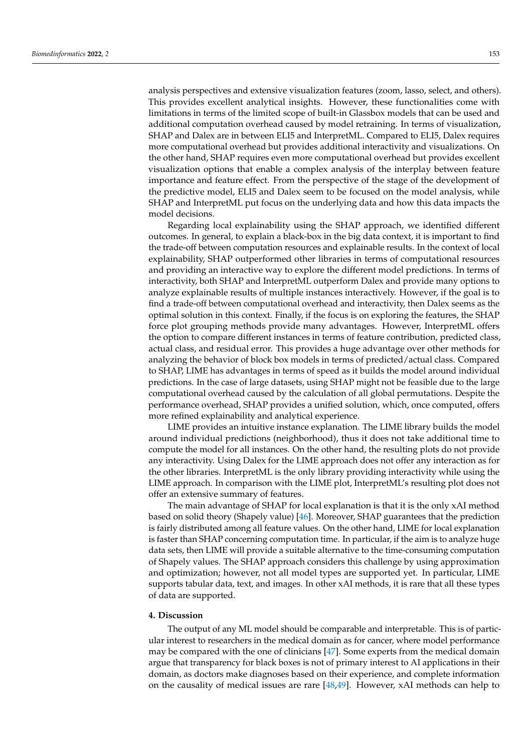analysis perspectives and extensive visualization features (zoom, lasso, select, and others). This provides excellent analytical insights. However, these functionalities come with limitations in terms of the limited scope of built-in Glassbox models that can be used and additional computation overhead caused by model retraining. In terms of visualization, SHAP and Dalex are in between ELI5 and InterpretML. Compared to ELI5, Dalex requires more computational overhead but provides additional interactivity and visualizations. On the other hand, SHAP requires even more computational overhead but provides excellent visualization options that enable a complex analysis of the interplay between feature importance and feature effect. From the perspective of the stage of the development of the predictive model, ELI5 and Dalex seem to be focused on the model analysis, while SHAP and InterpretML put focus on the underlying data and how this data impacts the model decisions.

Regarding local explainability using the SHAP approach, we identified different outcomes. In general, to explain a black-box in the big data context, it is important to find the trade-off between computation resources and explainable results. In the context of local explainability, SHAP outperformed other libraries in terms of computational resources and providing an interactive way to explore the different model predictions. In terms of interactivity, both SHAP and InterpretML outperform Dalex and provide many options to analyze explainable results of multiple instances interactively. However, if the goal is to find a trade-off between computational overhead and interactivity, then Dalex seems as the optimal solution in this context. Finally, if the focus is on exploring the features, the SHAP force plot grouping methods provide many advantages. However, InterpretML offers the option to compare different instances in terms of feature contribution, predicted class, actual class, and residual error. This provides a huge advantage over other methods for analyzing the behavior of block box models in terms of predicted/actual class. Compared to SHAP, LIME has advantages in terms of speed as it builds the model around individual predictions. In the case of large datasets, using SHAP might not be feasible due to the large computational overhead caused by the calculation of all global permutations. Despite the performance overhead, SHAP provides a unified solution, which, once computed, offers more refined explainability and analytical experience.

LIME provides an intuitive instance explanation. The LIME library builds the model around individual predictions (neighborhood), thus it does not take additional time to compute the model for all instances. On the other hand, the resulting plots do not provide any interactivity. Using Dalex for the LIME approach does not offer any interaction as for the other libraries. InterpretML is the only library providing interactivity while using the LIME approach. In comparison with the LIME plot, InterpretML's resulting plot does not offer an extensive summary of features.

The main advantage of SHAP for local explanation is that it is the only xAI method based on solid theory (Shapely value) [46]. Moreover, SHAP guarantees that the prediction is fairly distributed among all feature values. On the other hand, LIME for local explanation is faster than SHAP concerning computation time. In particular, if the aim is to analyze huge data sets, then LIME will provide a suitable alternative to the time-consuming computation of Shapely values. The SHAP approach considers this challenge by using approximation and optimization; however, not all model types are supported yet. In particular, LIME supports tabular data, text, and images. In other xAI methods, it is rare that all these types of data are supported.

## 4. Discussion

The output of any ML model should be comparable and interpretable. This is of particular interest to researchers in the medical domain as for cancer, where model performance may be compared with the one of clinicians [47]. Some experts from the medical domain argue that transparency for black boxes is not of primary interest to AI applications in their domain, as doctors make diagnoses based on their experience, and complete information on the causality of medical issues are rare [48,49]. However, xAI methods can help to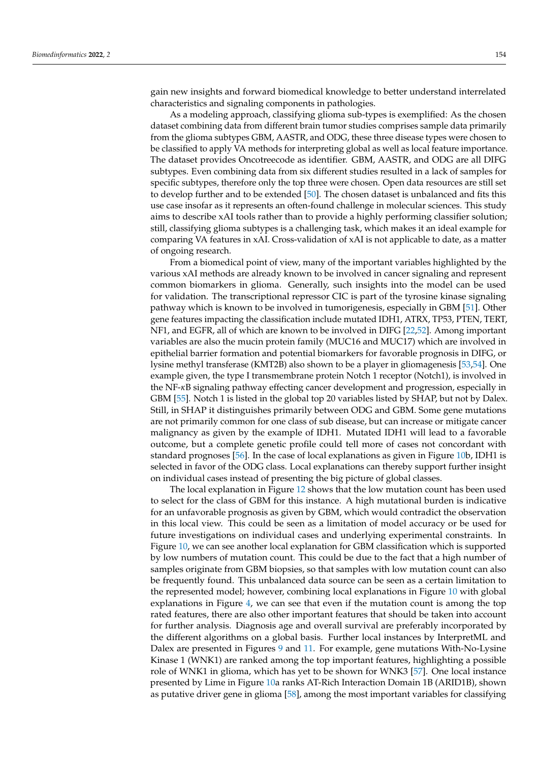gain new insights and forward biomedical knowledge to better understand interrelated characteristics and signaling components in pathologies.

As a modeling approach, classifying glioma sub-types is exemplified: As the chosen dataset combining data from different brain tumor studies comprises sample data primarily from the glioma subtypes GBM, AASTR, and ODG, these three disease types were chosen to be classified to apply VA methods for interpreting global as well as local feature importance. The dataset provides Oncotreecode as identifier. GBM, AASTR, and ODG are all DIFG subtypes. Even combining data from six different studies resulted in a lack of samples for specific subtypes, therefore only the top three were chosen. Open data resources are still set to develop further and to be extended [50]. The chosen dataset is unbalanced and fits this use case insofar as it represents an often-found challenge in molecular sciences. This study aims to describe xAI tools rather than to provide a highly performing classifier solution; still, classifying glioma subtypes is a challenging task, which makes it an ideal example for comparing VA features in xAI. Cross-validation of xAI is not applicable to date, as a matter of ongoing research.

From a biomedical point of view, many of the important variables highlighted by the various xAI methods are already known to be involved in cancer signaling and represent common biomarkers in glioma. Generally, such insights into the model can be used for validation. The transcriptional repressor CIC is part of the tyrosine kinase signaling pathway which is known to be involved in tumorigenesis, especially in GBM [51]. Other gene features impacting the classification include mutated IDH1, ATRX, TP53, PTEN, TERT, NF1, and EGFR, all of which are known to be involved in DIFG [22,52]. Among important variables are also the mucin protein family (MUC16 and MUC17) which are involved in epithelial barrier formation and potential biomarkers for favorable prognosis in DIFG, or lysine methyl transferase (KMT2B) also shown to be a player in gliomagenesis [53,54]. One example given, the type I transmembrane protein Notch 1 receptor (Notch1), is involved in the NF-$\kappa$B signaling pathway effecting cancer development and progression, especially in GBM [55]. Notch 1 is listed in the global top 20 variables listed by SHAP, but not by Dalex. Still, in SHAP it distinguishes primarily between ODG and GBM. Some gene mutations are not primarily common for one class of sub disease, but can increase or mitigate cancer malignancy as given by the example of IDH1. Mutated IDH1 will lead to a favorable outcome, but a complete genetic profile could tell more of cases not concordant with standard prognoses [56]. In the case of local explanations as given in Figure 10b, IDH1 is selected in favor of the ODG class. Local explanations can thereby support further insight on individual cases instead of presenting the big picture of global classes.

The local explanation in Figure 12 shows that the low mutation count has been used to select for the class of GBM for this instance. A high mutational burden is indicative for an unfavorable prognosis as given by GBM, which would contradict the observation in this local view. This could be seen as a limitation of model accuracy or be used for future investigations on individual cases and underlying experimental constraints. In Figure 10, we can see another local explanation for GBM classification which is supported by low numbers of mutation count. This could be due to the fact that a high number of samples originate from GBM biopsies, so that samples with low mutation count can also be frequently found. This unbalanced data source can be seen as a certain limitation to the represented model; however, combining local explanations in Figure 10 with global explanations in Figure 4, we can see that even if the mutation count is among the top rated features, there are also other important features that should be taken into account for further analysis. Diagnosis age and overall survival are preferably incorporated by the different algorithms on a global basis. Further local instances by InterpretML and Dalex are presented in Figures 9 and 11. For example, gene mutations With-No-Lysine Kinase 1 (WNK1) are ranked among the top important features, highlighting a possible role of WNK1 in glioma, which has yet to be shown for WNK3 [57]. One local instance presented by Lime in Figure 10a ranks AT-Rich Interaction Domain 1B (ARID1B), shown as putative driver gene in glioma [58], among the most important variables for classifying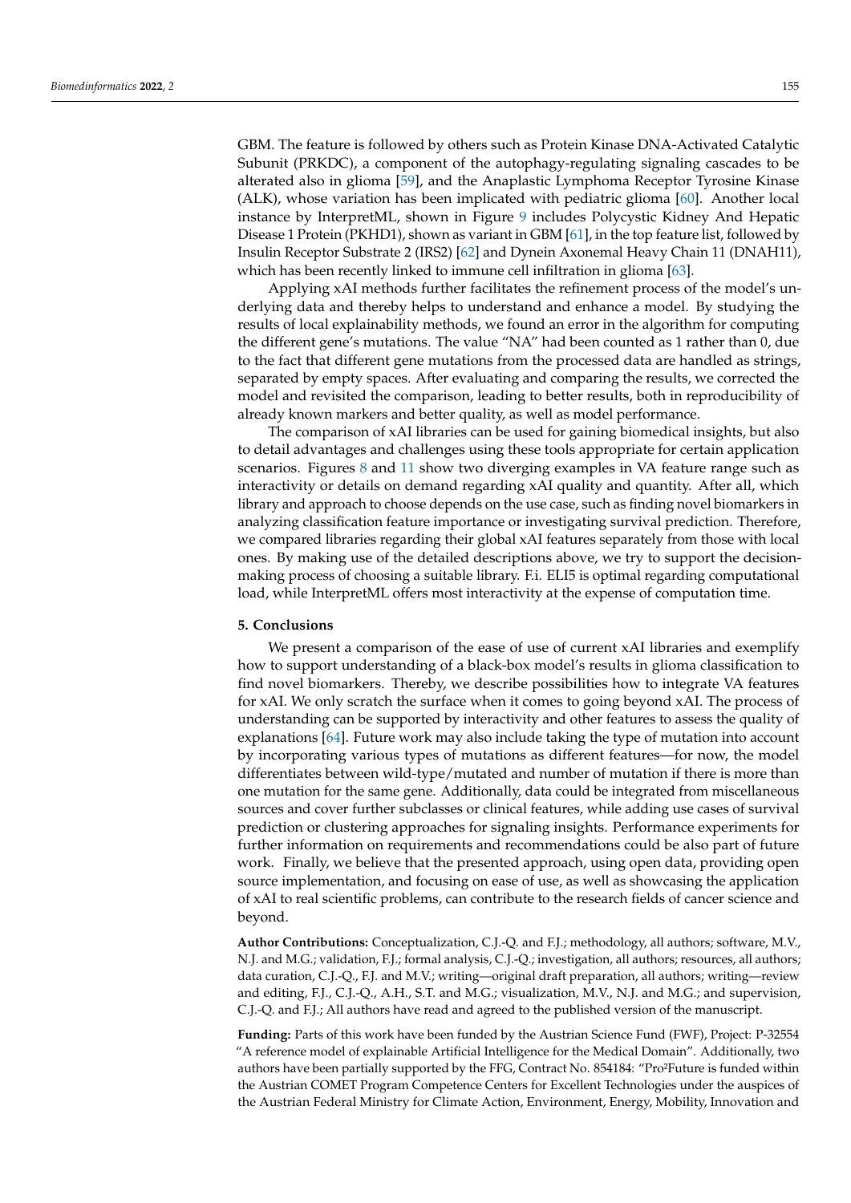GBM. The feature is followed by others such as Protein Kinase DNA-Activated Catalytic Subunit (PRKDC), a component of the autophagy-regulating signaling cascades to be altered also in glioma [59], and the Anaplastic Lymphoma Receptor Tyrosine Kinase (ALK), whose variation has been implicated with pediatric glioma [60]. Another local instance by InterpretML, shown in Figure 9 includes Polycystic Kidney And Hepatic Disease 1 Protein (PKHD1), shown as variant in GBM [61], in the top feature list, followed by Insulin Receptor Substrate 2 (IRS2) [62] and Dynein Axonemal Heavy Chain 11 (DNAH11), which has been recently linked to immune cell infiltration in glioma [63].

Applying xAI methods further facilitates the refinement process of the model's underlying data and thereby helps to understand and enhance a model. By studying the results of local explainability methods, we found an error in the algorithm for computing the different gene's mutations. The value "NA" had been counted as 1 rather than 0, due to the fact that different gene mutations from the processed data are handled as strings, separated by empty spaces. After evaluating and comparing the results, we corrected the model and revisited the comparison, leading to better results, both in reproducibility of already known markers and better quality, as well as model performance.

The comparison of xAI libraries can be used for gaining biomedical insights, but also to detail advantages and challenges using these tools appropriate for certain application scenarios. Figures 8 and 11 show two diverging examples in VA feature range such as interactivity or details on demand regarding xAI quality and quantity. After all, which library and approach to choose depends on the use case, such as finding novel biomarkers in analyzing classification feature importance or investigating survival prediction. Therefore, we compared libraries regarding their global xAI features separately from those with local ones. By making use of the detailed descriptions above, we try to support the decision-making process of choosing a suitable library. F.i. ELI5 is optimal regarding computational load, while InterpretML offers most interactivity at the expense of computation time.

## 5. Conclusions

We present a comparison of the ease of use of current xAI libraries and exemplify how to support understanding of a black-box model's results in glioma classification to find novel biomarkers. Thereby, we describe possibilities how to integrate VA features for xAI. We only scratch the surface when it comes to going beyond xAI. The process of understanding can be supported by interactivity and other features to assess the quality of explanations [64]. Future work may also include taking the type of mutation into account by incorporating various types of mutations as different features—for now, the model differentiates between wild-type/mutated and number of mutation if there is more than one mutation for the same gene. Additionally, data could be integrated from miscellaneous sources and cover further subclasses or clinical features, while adding use cases of survival prediction or clustering approaches for signaling insights. Performance experiments for further information on requirements and recommendations could be also part of future work. Finally, we believe that the presented approach, using open data, providing open source implementation, and focusing on ease of use, as well as showcasing the application of xAI to real scientific problems, can contribute to the research fields of cancer science and beyond.

**Author Contributions:** Conceptualization, C.J.-Q. and F.J.; methodology, all authors; software, M.V., N.J. and M.G.; validation, F.J.; formal analysis, C.J.-Q.; investigation, all authors; resources, all authors; data curation, C.J.-Q., F.J. and M.V.; writing—original draft preparation, all authors; writing—review and editing, F.J., C.J.-Q., A.H., S.T. and M.G.; visualization, M.V., N.J. and M.G.; and supervision, C.J.-Q. and F.J.; All authors have read and agreed to the published version of the manuscript.

**Funding:** Parts of this work have been funded by the Austrian Science Fund (FWF), Project: P-32554 "A reference model of explainable Artificial Intelligence for the Medical Domain". Additionally, two authors have been partially supported by the FFG, Contract No. 854184: "Pro²Future is funded within the Austrian COMET Program Competence Centers for Excellent Technologies under the auspices of the Austrian Federal Ministry for Climate Action, Environment, Energy, Mobility, Innovation and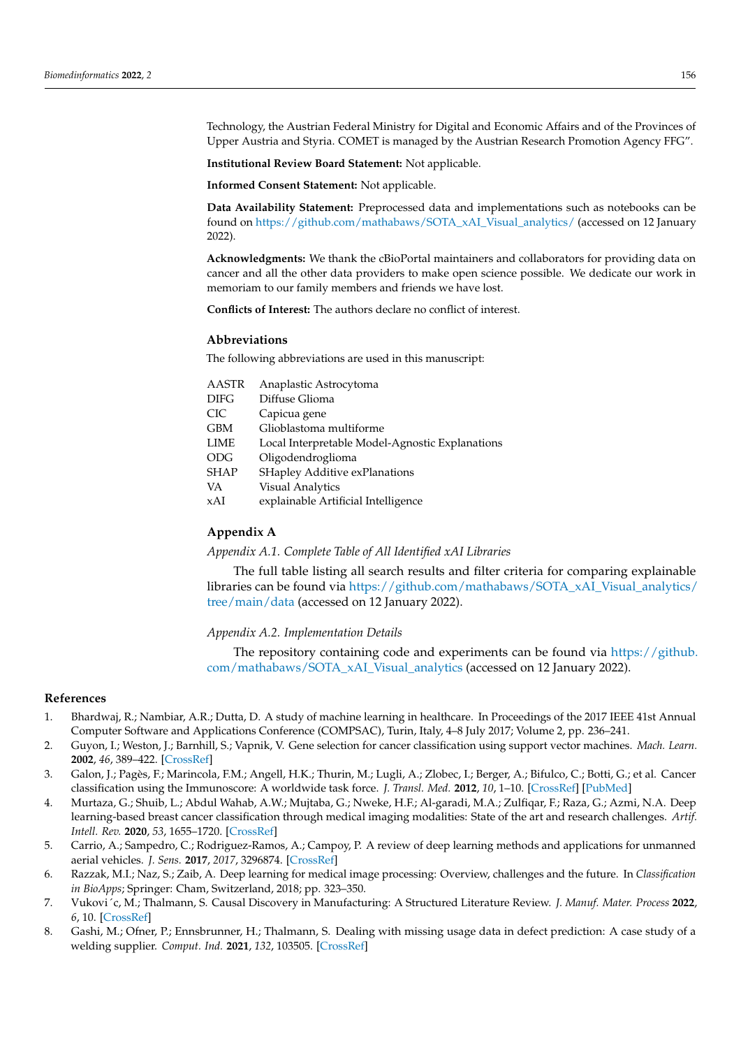Technology, the Austrian Federal Ministry for Digital and Economic Affairs and of the Provinces of Upper Austria and Styria. COMET is managed by the Austrian Research Promotion Agency FFG".

**Institutional Review Board Statement:** Not applicable.

**Informed Consent Statement:** Not applicable.

**Data Availability Statement:** Preprocessed data and implementations such as notebooks can be found on https://github.com/mathabaws/SOTA_xAI_Visual_analytics/ (accessed on 12 January 2022).

**Acknowledgments:** We thank the cBioPortal maintainers and collaborators for providing data on cancer and all the other data providers to make open science possible. We dedicate our work in memoriam to our family members and friends we have lost.

**Conflicts of Interest:** The authors declare no conflict of interest.

## Abbreviations

The following abbreviations are used in this manuscript:

| | |
|---|---|
| AASTR | Anaplastic Astrocytoma |
| DIFG | Diffuse Glioma |
| CIC | Capicua gene |
| GBM | Glioblastoma multiforme |
| LIME | Local Interpretable Model-Agnostic Explanations |
| ODG | Oligodendroglioma |
| SHAP | SHapley Additive exPlanations |
| VA | Visual Analytics |
| xAI | explainable Artificial Intelligence |

## Appendix A

### *Appendix A.1. Complete Table of All Identified xAI Libraries*

The full table listing all search results and filter criteria for comparing explainable libraries can be found via https://github.com/mathabaws/SOTA_xAI_Visual_analytics/tree/main/data (accessed on 12 January 2022).

### *Appendix A.2. Implementation Details*

The repository containing code and experiments can be found via https://github.com/mathabaws/SOTA_xAI_Visual_analytics (accessed on 12 January 2022).

## References

1. Bhardwaj, R.; Nambiar, A.R.; Dutta, D. A study of machine learning in healthcare. In Proceedings of the 2017 IEEE 41st Annual Computer Software and Applications Conference (COMPSAC), Turin, Italy, 4–8 July 2017; Volume 2, pp. 236–241.
2. Guyon, I.; Weston, J.; Barnhill, S.; Vapnik, V. Gene selection for cancer classification using support vector machines. *Mach. Learn.* **2002**, *46*, 389–422. [CrossRef]
3. Galon, J.; Pagès, F.; Marincola, F.M.; Angell, H.K.; Thurin, M.; Lugli, A.; Zlobec, I.; Berger, A.; Bifulco, C.; Botti, G.; et al. Cancer classification using the Immunoscore: A worldwide task force. *J. Transl. Med.* **2012**, *10*, 1–10. [CrossRef] [PubMed]
4. Murtaza, G.; Shuib, L.; Abdul Wahab, A.W.; Mujtaba, G.; Nweke, H.F.; Al-garadi, M.A.; Zulfiqar, F.; Raza, G.; Azmi, N.A. Deep learning-based breast cancer classification through medical imaging modalities: State of the art and research challenges. *Artif. Intell. Rev.* **2020**, *53*, 1655–1720. [CrossRef]
5. Carrio, A.; Sampedro, C.; Rodriguez-Ramos, A.; Campoy, P. A review of deep learning methods and applications for unmanned aerial vehicles. *J. Sens.* **2017**, *2017*, 3296874. [CrossRef]
6. Razzak, M.I.; Naz, S.; Zaib, A. Deep learning for medical image processing: Overview, challenges and the future. In *Classification in BioApps*; Springer: Cham, Switzerland, 2018; pp. 323–350.
7. Vuković, M.; Thalmann, S. Causal Discovery in Manufacturing: A Structured Literature Review. *J. Manuf. Mater. Process* **2022**, *6*, 10. [CrossRef]
8. Gashi, M.; Ofner, P.; Ennsbrunner, H.; Thalmann, S. Dealing with missing usage data in defect prediction: A case study of a welding supplier. *Comput. Ind.* **2021**, *132*, 103505. [CrossRef]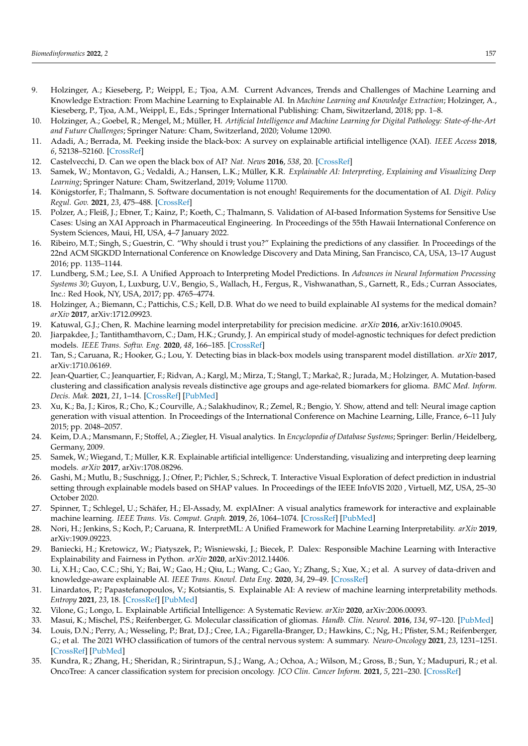9. Holzinger, A.; Kieseberg, P.; Weippl, E.; Tjoa, A.M. Current Advances, Trends and Challenges of Machine Learning and Knowledge Extraction: From Machine Learning to Explainable AI. In *Machine Learning and Knowledge Extraction*; Holzinger, A., Kieseberg, P., Tjoa, A.M., Weippl, E., Eds.; Springer International Publishing: Cham, Siwitzerland, 2018; pp. 1–8.
10. Holzinger, A.; Goebel, R.; Mengel, M.; Müller, H. *Artificial Intelligence and Machine Learning for Digital Pathology: State-of-the-Art and Future Challenges*; Springer Nature: Cham, Switzerland, 2020; Volume 12090.
11. Adadi, A.; Berrada, M. Peeking inside the black-box: A survey on explainable artificial intelligence (XAI). *IEEE Access* **2018**, *6*, 52138–52160. [CrossRef]
12. Castelvecchi, D. Can we open the black box of AI? *Nat. News* **2016**, *538*, 20. [CrossRef]
13. Samek, W.; Montavon, G.; Vedaldi, A.; Hansen, L.K.; Müller, K.R. *Explainable AI: Interpreting, Explaining and Visualizing Deep Learning*; Springer Nature: Cham, Switzerland, 2019; Volume 11700.
14. Königstorfer, F.; Thalmann, S. Software documentation is not enough! Requirements for the documentation of AI. *Digit. Policy Regul. Gov.* **2021**, *23*, 475–488. [CrossRef]
15. Polzer, A.; Fleiß, J.; Ebner, T.; Kainz, P.; Koeth, C.; Thalmann, S. Validation of AI-based Information Systems for Sensitive Use Cases: Using an XAI Approach in Pharmaceutical Engineering. In Proceedings of the 55th Hawaii International Conference on System Sciences, Maui, HI, USA, 4–7 January 2022.
16. Ribeiro, M.T.; Singh, S.; Guestrin, C. "Why should i trust you?" Explaining the predictions of any classifier. In Proceedings of the 22nd ACM SIGKDD International Conference on Knowledge Discovery and Data Mining, San Francisco, CA, USA, 13–17 August 2016; pp. 1135–1144.
17. Lundberg, S.M.; Lee, S.I. A Unified Approach to Interpreting Model Predictions. In *Advances in Neural Information Processing Systems 30*; Guyon, I., Luxburg, U.V., Bengio, S., Wallach, H., Fergus, R., Vishwanathan, S., Garnett, R., Eds.; Curran Associates, Inc.: Red Hook, NY, USA, 2017; pp. 4765–4774.
18. Holzinger, A.; Biemann, C.; Pattichis, C.S.; Kell, D.B. What do we need to build explainable AI systems for the medical domain? *arXiv* **2017**, arXiv:1712.09923.
19. Katuwal, G.J.; Chen, R. Machine learning model interpretability for precision medicine. *arXiv* **2016**, arXiv:1610.09045.
20. Jiarpakdee, J.; Tantithamthavorn, C.; Dam, H.K.; Grundy, J. An empirical study of model-agnostic techniques for defect prediction models. *IEEE Trans. Softw. Eng.* **2020**, *48*, 166–185. [CrossRef]
21. Tan, S.; Caruana, R.; Hooker, G.; Lou, Y. Detecting bias in black-box models using transparent model distillation. *arXiv* **2017**, arXiv:1710.06169.
22. Jean-Quartier, C.; Jeanquartier, F.; Ridvan, A.; Kargl, M.; Mirza, T.; Stangl, T.; Markaĉ, R.; Jurada, M.; Holzinger, A. Mutation-based clustering and classification analysis reveals distinctive age groups and age-related biomarkers for glioma. *BMC Med. Inform. Decis. Mak.* **2021**, *21*, 1–14. [CrossRef] [PubMed]
23. Xu, K.; Ba, J.; Kiros, R.; Cho, K.; Courville, A.; Salakhudinov, R.; Zemel, R.; Bengio, Y. Show, attend and tell: Neural image caption generation with visual attention. In Proceedings of the International Conference on Machine Learning, Lille, France, 6–11 July 2015; pp. 2048–2057.
24. Keim, D.A.; Mansmann, F.; Stoffel, A.; Ziegler, H. Visual analytics. In *Encyclopedia of Database Systems*; Springer: Berlin/Heidelberg, Germany, 2009.
25. Samek, W.; Wiegand, T.; Müller, K.R. Explainable artificial intelligence: Understanding, visualizing and interpreting deep learning models. *arXiv* **2017**, arXiv:1708.08296.
26. Gashi, M.; Mutlu, B.; Suschnigg, J.; Ofner, P.; Pichler, S.; Schreck, T. Interactive Visual Exploration of defect prediction in industrial setting through explainable models based on SHAP values. In Proceedings of the IEEE InfoVIS 2020 , Virtuell, MZ, USA, 25–30 October 2020.
27. Spinner, T.; Schlegel, U.; Schäfer, H.; El-Assady, M. explAIner: A visual analytics framework for interactive and explainable machine learning. *IEEE Trans. Vis. Comput. Graph.* **2019**, *26*, 1064–1074. [CrossRef] [PubMed]
28. Nori, H.; Jenkins, S.; Koch, P.; Caruana, R. InterpretML: A Unified Framework for Machine Learning Interpretability. *arXiv* **2019**, arXiv:1909.09223.
29. Baniecki, H.; Kretowicz, W.; Piatyszek, P.; Wisniewski, J.; Biecek, P. Dalex: Responsible Machine Learning with Interactive Explainability and Fairness in Python. *arXiv* **2020**, arXiv:2012.14406.
30. Li, X.H.; Cao, C.C.; Shi, Y.; Bai, W.; Gao, H.; Qiu, L.; Wang, C.; Gao, Y.; Zhang, S.; Xue, X.; et al. A survey of data-driven and knowledge-aware explainable AI. *IEEE Trans. Knowl. Data Eng.* **2020**, *34*, 29–49. [CrossRef]
31. Linardatos, P.; Papastefanopoulos, V.; Kotsiantis, S. Explainable AI: A review of machine learning interpretability methods. *Entropy* **2021**, *23*, 18. [CrossRef] [PubMed]
32. Vilone, G.; Longo, L. Explainable Artificial Intelligence: A Systematic Review. *arXiv* **2020**, arXiv:2006.00093.
33. Masui, K.; Mischel, P.S.; Reifenberger, G. Molecular classification of gliomas. *Handb. Clin. Neurol.* **2016**, *134*, 97–120. [PubMed]
34. Louis, D.N.; Perry, A.; Wesseling, P.; Brat, D.J.; Cree, I.A.; Figarella-Branger, D.; Hawkins, C.; Ng, H.; Pfister, S.M.; Reifenberger, G.; et al. The 2021 WHO classification of tumors of the central nervous system: A summary. *Neuro-Oncology* **2021**, *23*, 1231–1251. [CrossRef] [PubMed]
35. Kundra, R.; Zhang, H.; Sheridan, R.; Sirintrapun, S.J.; Wang, A.; Ochoa, A.; Wilson, M.; Gross, B.; Sun, Y.; Madupuri, R.; et al. OncoTree: A cancer classification system for precision oncology. *JCO Clin. Cancer Inform.* **2021**, *5*, 221–230. [CrossRef]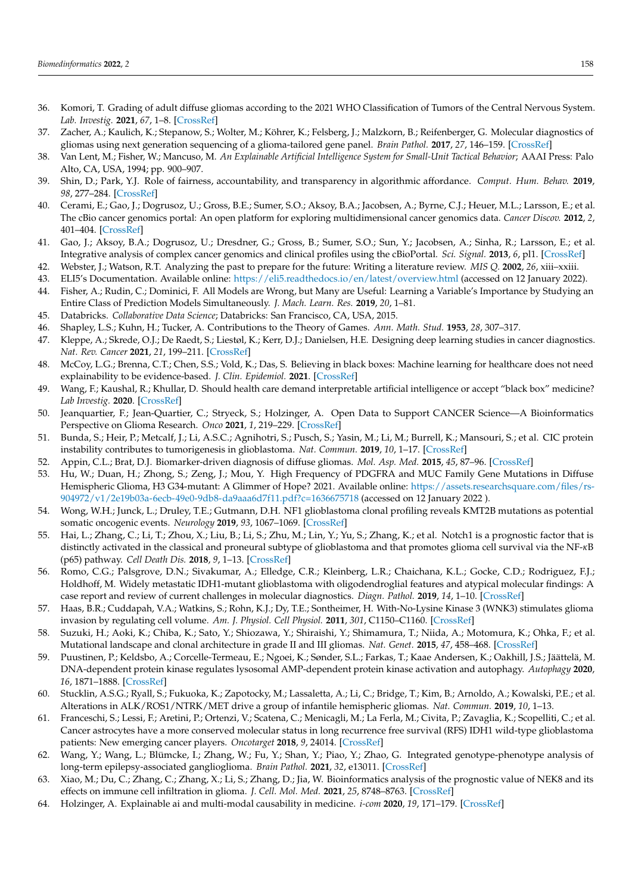36. Komori, T. Grading of adult diffuse gliomas according to the 2021 WHO Classification of Tumors of the Central Nervous System. *Lab. Investig.* **2021**, *67*, 1–8. [CrossRef]
37. Zacher, A.; Kaulich, K.; Stepanow, S.; Wolter, M.; Köhrer, K.; Felsberg, J.; Malzkorn, B.; Reifenberger, G. Molecular diagnostics of gliomas using next generation sequencing of a glioma-tailored gene panel. *Brain Pathol.* **2017**, *27*, 146–159. [CrossRef]
38. Van Lent, M.; Fisher, W.; Mancuso, M. *An Explainable Artificial Intelligence System for Small-Unit Tactical Behavior*; AAAI Press: Palo Alto, CA, USA, 1994; pp. 900–907.
39. Shin, D.; Park, Y.J. Role of fairness, accountability, and transparency in algorithmic affordance. *Comput. Hum. Behav.* **2019**, *98*, 277–284. [CrossRef]
40. Cerami, E.; Gao, J.; Dogrusoz, U.; Gross, B.E.; Sumer, S.O.; Aksoy, B.A.; Jacobsen, A.; Byrne, C.J.; Heuer, M.L.; Larsson, E.; et al. The cBio cancer genomics portal: An open platform for exploring multidimensional cancer genomics data. *Cancer Discov.* **2012**, *2*, 401–404. [CrossRef]
41. Gao, J.; Aksoy, B.A.; Dogrusoz, U.; Dresdner, G.; Gross, B.; Sumer, S.O.; Sun, Y.; Jacobsen, A.; Sinha, R.; Larsson, E.; et al. Integrative analysis of complex cancer genomics and clinical profiles using the cBioPortal. *Sci. Signal.* **2013**, *6*, pl1. [CrossRef]
42. Webster, J.; Watson, R.T. Analyzing the past to prepare for the future: Writing a literature review. *MIS Q.* **2002**, *26*, xiii–xxiii.
43. ELI5's Documentation. Available online: https://eli5.readthedocs.io/en/latest/overview.html (accessed on 12 January 2022).
44. Fisher, A.; Rudin, C.; Dominici, F. All Models are Wrong, but Many are Useful: Learning a Variable's Importance by Studying an Entire Class of Prediction Models Simultaneously. *J. Mach. Learn. Res.* **2019**, *20*, 1–81.
45. Databricks. *Collaborative Data Science*; Databricks: San Francisco, CA, USA, 2015.
46. Shapley, L.S.; Kuhn, H.; Tucker, A. Contributions to the Theory of Games. *Ann. Math. Stud.* **1953**, *28*, 307–317.
47. Kleppe, A.; Skrede, O.J.; De Raedt, S.; Liestøl, K.; Kerr, D.J.; Danielsen, H.E. Designing deep learning studies in cancer diagnostics. *Nat. Rev. Cancer* **2021**, *21*, 199–211. [CrossRef]
48. McCoy, L.G.; Brenna, C.T.; Chen, S.S.; Vold, K.; Das, S. Believing in black boxes: Machine learning for healthcare does not need explainability to be evidence-based. *J. Clin. Epidemiol.* **2021**. [CrossRef]
49. Wang, F.; Kaushal, R.; Khullar, D. Should health care demand interpretable artificial intelligence or accept "black box" medicine? *Lab Investig.* **2020**. [CrossRef]
50. Jeanquartier, F.; Jean-Quartier, C.; Stryeck, S.; Holzinger, A. Open Data to Support CANCER Science—A Bioinformatics Perspective on Glioma Research. *Onco* **2021**, *1*, 219–229. [CrossRef]
51. Bunda, S.; Heir, P.; Metcalf, J.; Li, A.S.C.; Agnihotri, S.; Pusch, S.; Yasin, M.; Li, M.; Burrell, K.; Mansouri, S.; et al. CIC protein instability contributes to tumorigenesis in glioblastoma. *Nat. Commun.* **2019**, *10*, 1–17. [CrossRef]
52. Appin, C.L.; Brat, D.J. Biomarker-driven diagnosis of diffuse gliomas. *Mol. Asp. Med.* **2015**, *45*, 87–96. [CrossRef]
53. Hu, W.; Duan, H.; Zhong, S.; Zeng, J.; Mou, Y. High Frequency of PDGFRA and MUC Family Gene Mutations in Diffuse Hemispheric Glioma, H3 G34-mutant: A Glimmer of Hope? 2021. Available online: https://assets.researchsquare.com/files/rs-904972/v1/2e19b03a-6ecb-49e0-9db8-da9aaa6d7f11.pdf?c=1636675718 (accessed on 12 January 2022 ).
54. Wong, W.H.; Junck, L.; Druley, T.E.; Gutmann, D.H. NF1 glioblastoma clonal profiling reveals KMT2B mutations as potential somatic oncogenic events. *Neurology* **2019**, *93*, 1067–1069. [CrossRef]
55. Hai, L.; Zhang, C.; Li, T.; Zhou, X.; Liu, B.; Li, S.; Zhu, M.; Lin, Y.; Yu, S.; Zhang, K.; et al. Notch1 is a prognostic factor that is distinctly activated in the classical and proneural subtype of glioblastoma and that promotes glioma cell survival via the NF-κB (p65) pathway. *Cell Death Dis.* **2018**, *9*, 1–13. [CrossRef]
56. Romo, C.G.; Palsgrove, D.N.; Sivakumar, A.; Elledge, C.R.; Kleinberg, L.R.; Chaichana, K.L.; Gocke, C.D.; Rodriguez, F.J.; Holdhoff, M. Widely metastatic IDH1-mutant glioblastoma with oligodendroglial features and atypical molecular findings: A case report and review of current challenges in molecular diagnostics. *Diagn. Pathol.* **2019**, *14*, 1–10. [CrossRef]
57. Haas, B.R.; Cuddapah, V.A.; Watkins, S.; Rohn, K.J.; Dy, T.E.; Sontheimer, H. With-No-Lysine Kinase 3 (WNK3) stimulates glioma invasion by regulating cell volume. *Am. J. Physiol. Cell Physiol.* **2011**, *301*, C1150–C1160. [CrossRef]
58. Suzuki, H.; Aoki, K.; Chiba, K.; Sato, Y.; Shiozawa, Y.; Shiraishi, Y.; Shimamura, T.; Niida, A.; Motomura, K.; Ohka, F.; et al. Mutational landscape and clonal architecture in grade II and III gliomas. *Nat. Genet.* **2015**, *47*, 458–468. [CrossRef]
59. Puustinen, P.; Keldsbo, A.; Corcelle-Termeau, E.; Ngoei, K.; Sønder, S.L.; Farkas, T.; Kaae Andersen, K.; Oakhill, J.S.; Jäättelä, M. DNA-dependent protein kinase regulates lysosomal AMP-dependent protein kinase activation and autophagy. *Autophagy* **2020**, *16*, 1871–1888. [CrossRef]
60. Stucklin, A.S.G.; Ryall, S.; Fukuoka, K.; Zapotocky, M.; Lassaletta, A.; Li, C.; Bridge, T.; Kim, B.; Arnoldo, A.; Kowalski, P.E.; et al. Alterations in ALK/ROS1/NTRK/MET drive a group of infantile hemispheric gliomas. *Nat. Commun.* **2019**, *10*, 1–13.
61. Franceschi, S.; Lessi, F.; Aretini, P.; Ortenzi, V.; Scatena, C.; Menicagli, M.; La Ferla, M.; Civita, P.; Zavaglia, K.; Scopelliti, C.; et al. Cancer astrocytes have a more conserved molecular status in long recurrence free survival (RFS) IDH1 wild-type glioblastoma patients: New emerging cancer players. *Oncotarget* **2018**, *9*, 24014. [CrossRef]
62. Wang, Y.; Wang, L.; Blümcke, I.; Zhang, W.; Fu, Y.; Shan, Y.; Piao, Y.; Zhao, G. Integrated genotype-phenotype analysis of long-term epilepsy-associated ganglioglioma. *Brain Pathol.* **2021**, *32*, e13011. [CrossRef]
63. Xiao, M.; Du, C.; Zhang, C.; Zhang, X.; Li, S.; Zhang, D.; Jia, W. Bioinformatics analysis of the prognostic value of NEK8 and its effects on immune cell infiltration in glioma. *J. Cell. Mol. Med.* **2021**, *25*, 8748–8763. [CrossRef]
64. Holzinger, A. Explainable ai and multi-modal causability in medicine. *i-com* **2020**, *19*, 171–179. [CrossRef]